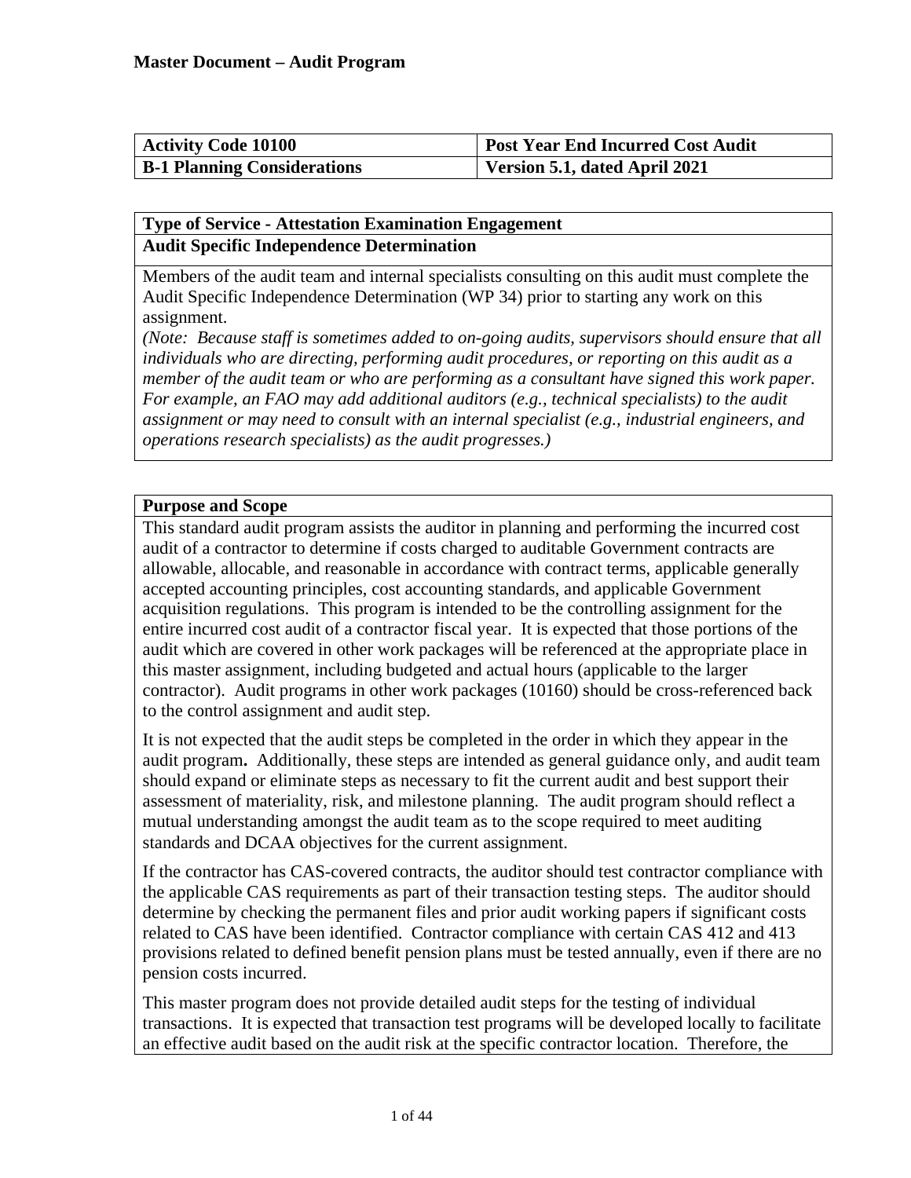**Master Document – Audit Program**

| Activity Code 10100 | Post Year End Incurred Cost Audit |
| --- | --- |
| **B-1 Planning Considerations** | **Version 5.1, dated April 2021** |

**Type of Service - Attestation Examination Engagement**

**Audit Specific Independence Determination**

Members of the audit team and internal specialists consulting on this audit must complete the Audit Specific Independence Determination (WP 34) prior to starting any work on this assignment.

*(Note: Because staff is sometimes added to on-going audits, supervisors should ensure that all individuals who are directing, performing audit procedures, or reporting on this audit as a member of the audit team or who are performing as a consultant have signed this work paper. For example, an FAO may add additional auditors (e.g., technical specialists) to the audit assignment or may need to consult with an internal specialist (e.g., industrial engineers, and operations research specialists) as the audit progresses.)*

**Purpose and Scope**

This standard audit program assists the auditor in planning and performing the incurred cost audit of a contractor to determine if costs charged to auditable Government contracts are allowable, allocable, and reasonable in accordance with contract terms, applicable generally accepted accounting principles, cost accounting standards, and applicable Government acquisition regulations. This program is intended to be the controlling assignment for the entire incurred cost audit of a contractor fiscal year. It is expected that those portions of the audit which are covered in other work packages will be referenced at the appropriate place in this master assignment, including budgeted and actual hours (applicable to the larger contractor). Audit programs in other work packages (10160) should be cross-referenced back to the control assignment and audit step.

It is not expected that the audit steps be completed in the order in which they appear in the audit program**.** Additionally, these steps are intended as general guidance only, and audit team should expand or eliminate steps as necessary to fit the current audit and best support their assessment of materiality, risk, and milestone planning. The audit program should reflect a mutual understanding amongst the audit team as to the scope required to meet auditing standards and DCAA objectives for the current assignment.

If the contractor has CAS-covered contracts, the auditor should test contractor compliance with the applicable CAS requirements as part of their transaction testing steps. The auditor should determine by checking the permanent files and prior audit working papers if significant costs related to CAS have been identified. Contractor compliance with certain CAS 412 and 413 provisions related to defined benefit pension plans must be tested annually, even if there are no pension costs incurred.

This master program does not provide detailed audit steps for the testing of individual transactions. It is expected that transaction test programs will be developed locally to facilitate an effective audit based on the audit risk at the specific contractor location. Therefore, the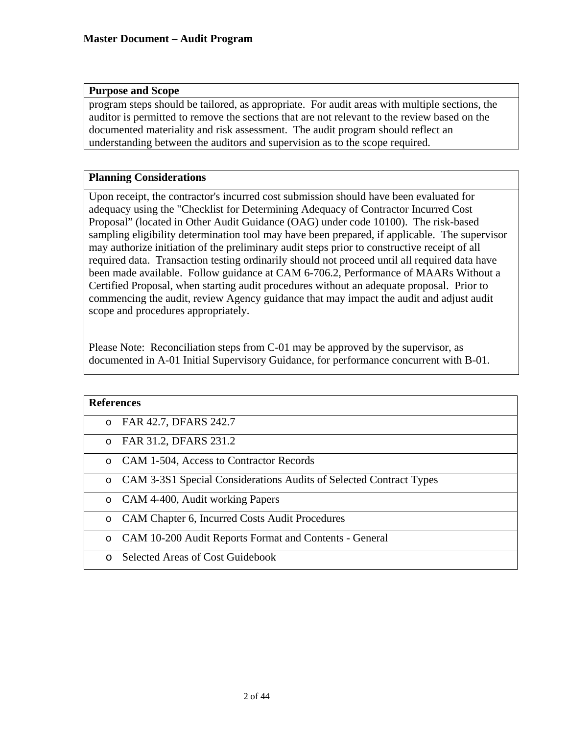| Purpose and Scope |
| --- |
| program steps should be tailored, as appropriate. For audit areas with multiple sections, the auditor is permitted to remove the sections that are not relevant to the review based on the documented materiality and risk assessment. The audit program should reflect an understanding between the auditors and supervision as to the scope required. |

| Planning Considerations |
| --- |
| Upon receipt, the contractor's incurred cost submission should have been evaluated for adequacy using the "Checklist for Determining Adequacy of Contractor Incurred Cost Proposal" (located in Other Audit Guidance (OAG) under code 10100). The risk-based sampling eligibility determination tool may have been prepared, if applicable. The supervisor may authorize initiation of the preliminary audit steps prior to constructive receipt of all required data. Transaction testing ordinarily should not proceed until all required data have been made available. Follow guidance at CAM 6-706.2, Performance of MAARs Without a Certified Proposal, when starting audit procedures without an adequate proposal. Prior to commencing the audit, review Agency guidance that may impact the audit and adjust audit scope and procedures appropriately.<br><br>Please Note: Reconciliation steps from C-01 may be approved by the supervisor, as documented in A-01 Initial Supervisory Guidance, for performance concurrent with B-01. |

| References |
| --- |
| o FAR 42.7, DFARS 242.7 |
| o FAR 31.2, DFARS 231.2 |
| o CAM 1-504, Access to Contractor Records |
| o CAM 3-3S1 Special Considerations Audits of Selected Contract Types |
| o CAM 4-400, Audit working Papers |
| o CAM Chapter 6, Incurred Costs Audit Procedures |
| o CAM 10-200 Audit Reports Format and Contents - General |
| o Selected Areas of Cost Guidebook |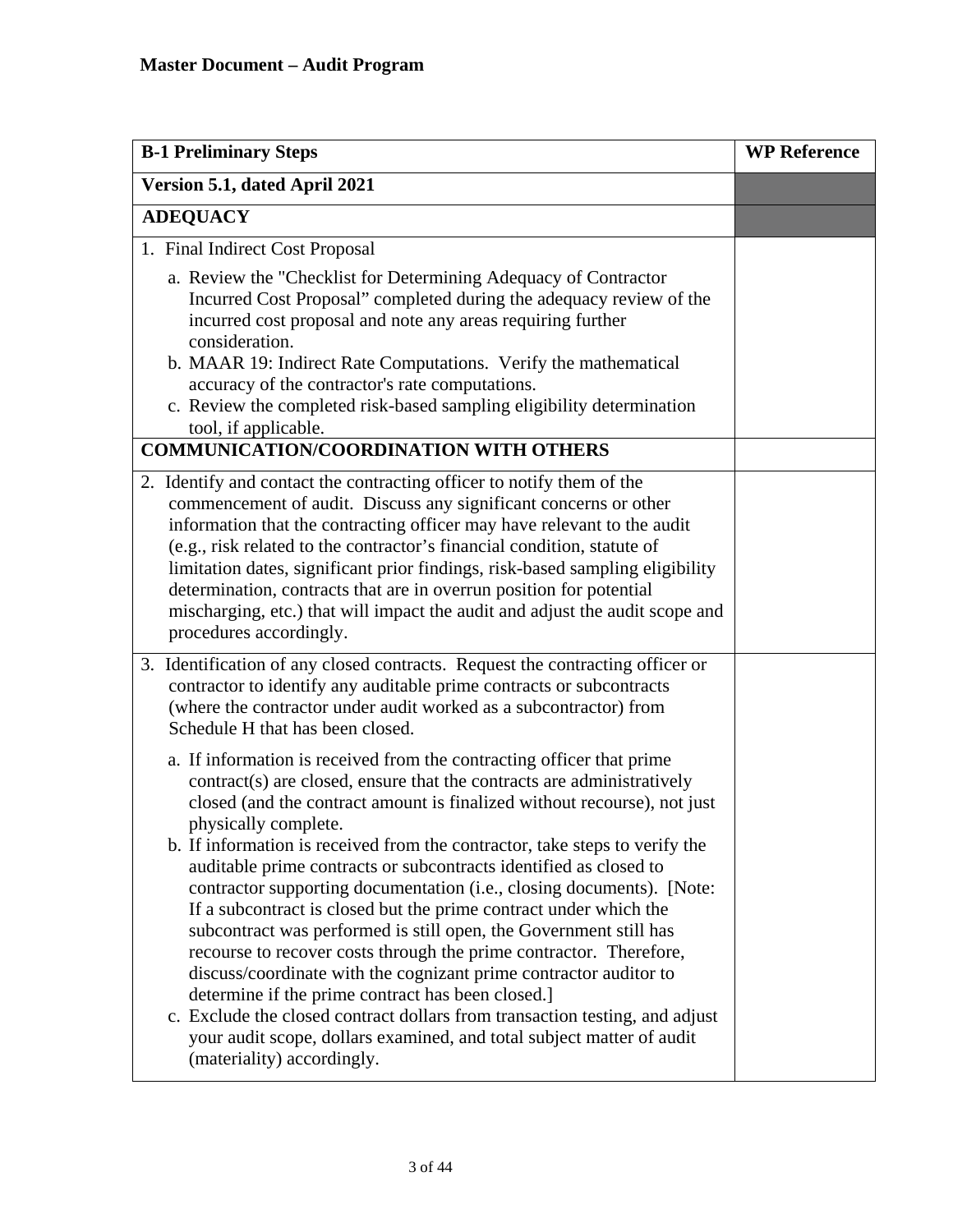**Master Document – Audit Program**

| B-1 Preliminary Steps | WP Reference |
|---|---|
| **Version 5.1, dated April 2021** | |
| **ADEQUACY** | |
| 1. Final Indirect Cost Proposal<br><br>a. Review the "Checklist for Determining Adequacy of Contractor Incurred Cost Proposal" completed during the adequacy review of the incurred cost proposal and note any areas requiring further consideration.<br>b. MAAR 19: Indirect Rate Computations. Verify the mathematical accuracy of the contractor's rate computations.<br>c. Review the completed risk-based sampling eligibility determination tool, if applicable. | |
| **COMMUNICATION/COORDINATION WITH OTHERS** | |
| 2. Identify and contact the contracting officer to notify them of the commencement of audit. Discuss any significant concerns or other information that the contracting officer may have relevant to the audit (e.g., risk related to the contractor's financial condition, statute of limitation dates, significant prior findings, risk-based sampling eligibility determination, contracts that are in overrun position for potential mischarging, etc.) that will impact the audit and adjust the audit scope and procedures accordingly. | |
| 3. Identification of any closed contracts. Request the contracting officer or contractor to identify any auditable prime contracts or subcontracts (where the contractor under audit worked as a subcontractor) from Schedule H that has been closed.<br><br>a. If information is received from the contracting officer that prime contract(s) are closed, ensure that the contracts are administratively closed (and the contract amount is finalized without recourse), not just physically complete.<br>b. If information is received from the contractor, take steps to verify the auditable prime contracts or subcontracts identified as closed to contractor supporting documentation (i.e., closing documents). [Note: If a subcontract is closed but the prime contract under which the subcontract was performed is still open, the Government still has recourse to recover costs through the prime contractor. Therefore, discuss/coordinate with the cognizant prime contractor auditor to determine if the prime contract has been closed.]<br>c. Exclude the closed contract dollars from transaction testing, and adjust your audit scope, dollars examined, and total subject matter of audit (materiality) accordingly. | |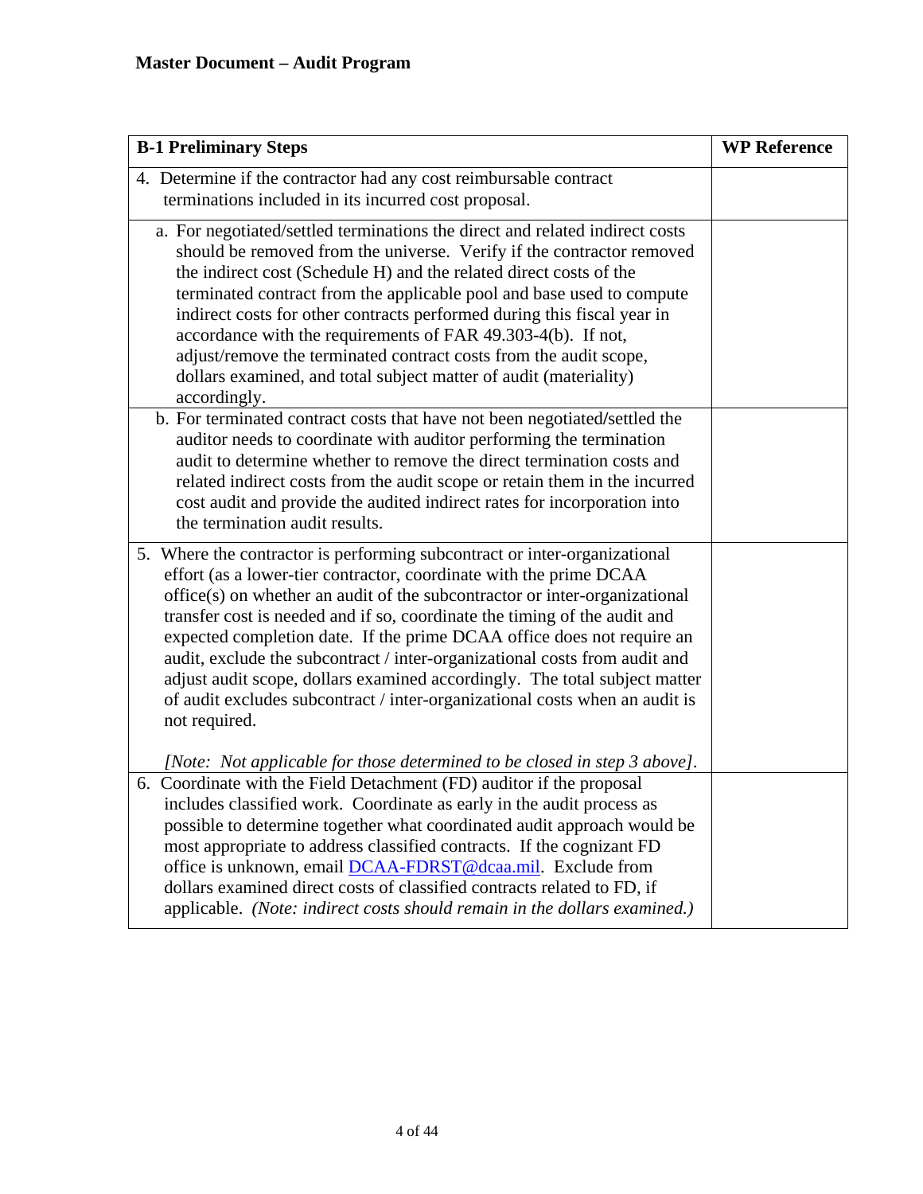**Master Document – Audit Program**

| **B-1 Preliminary Steps** | **WP Reference** |
|---|---|
| 4. Determine if the contractor had any cost reimbursable contract terminations included in its incurred cost proposal. | |
| a. For negotiated/settled terminations the direct and related indirect costs should be removed from the universe. Verify if the contractor removed the indirect cost (Schedule H) and the related direct costs of the terminated contract from the applicable pool and base used to compute indirect costs for other contracts performed during this fiscal year in accordance with the requirements of FAR 49.303-4(b). If not, adjust/remove the terminated contract costs from the audit scope, dollars examined, and total subject matter of audit (materiality) accordingly. | |
| b. For terminated contract costs that have not been negotiated/settled the auditor needs to coordinate with auditor performing the termination audit to determine whether to remove the direct termination costs and related indirect costs from the audit scope or retain them in the incurred cost audit and provide the audited indirect rates for incorporation into the termination audit results. | |
| 5. Where the contractor is performing subcontract or inter-organizational effort (as a lower-tier contractor, coordinate with the prime DCAA office(s) on whether an audit of the subcontractor or inter-organizational transfer cost is needed and if so, coordinate the timing of the audit and expected completion date. If the prime DCAA office does not require an audit, exclude the subcontract / inter-organizational costs from audit and adjust audit scope, dollars examined accordingly. The total subject matter of audit excludes subcontract / inter-organizational costs when an audit is not required. <br><br> *[Note: Not applicable for those determined to be closed in step 3 above]*. | |
| 6. Coordinate with the Field Detachment (FD) auditor if the proposal includes classified work. Coordinate as early in the audit process as possible to determine together what coordinated audit approach would be most appropriate to address classified contracts. If the cognizant FD office is unknown, email DCAA-FDRST@dcaa.mil. Exclude from dollars examined direct costs of classified contracts related to FD, if applicable. *(Note: indirect costs should remain in the dollars examined.)* | |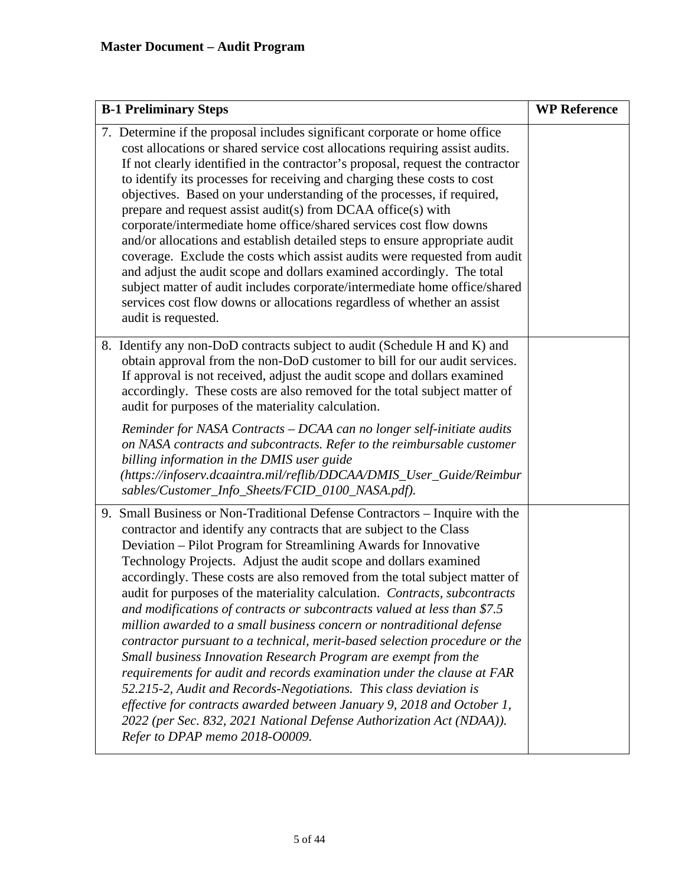**Master Document – Audit Program**

| B-1 Preliminary Steps | WP Reference |
|---|---|
| 7. Determine if the proposal includes significant corporate or home office cost allocations or shared service cost allocations requiring assist audits. If not clearly identified in the contractor's proposal, request the contractor to identify its processes for receiving and charging these costs to cost objectives. Based on your understanding of the processes, if required, prepare and request assist audit(s) from DCAA office(s) with corporate/intermediate home office/shared services cost flow downs and/or allocations and establish detailed steps to ensure appropriate audit coverage. Exclude the costs which assist audits were requested from audit and adjust the audit scope and dollars examined accordingly. The total subject matter of audit includes corporate/intermediate home office/shared services cost flow downs or allocations regardless of whether an assist audit is requested. | |
| 8. Identify any non-DoD contracts subject to audit (Schedule H and K) and obtain approval from the non-DoD customer to bill for our audit services. If approval is not received, adjust the audit scope and dollars examined accordingly. These costs are also removed for the total subject matter of audit for purposes of the materiality calculation.<br><br>*Reminder for NASA Contracts – DCAA can no longer self-initiate audits on NASA contracts and subcontracts. Refer to the reimbursable customer billing information in the DMIS user guide (https://infoserv.dcaaintra.mil/reflib/DDCAA/DMIS_User_Guide/Reimbursables/Customer_Info_Sheets/FCID_0100_NASA.pdf).* | |
| 9. Small Business or Non-Traditional Defense Contractors – Inquire with the contractor and identify any contracts that are subject to the Class Deviation – Pilot Program for Streamlining Awards for Innovative Technology Projects. Adjust the audit scope and dollars examined accordingly. These costs are also removed from the total subject matter of audit for purposes of the materiality calculation. *Contracts, subcontracts and modifications of contracts or subcontracts valued at less than $7.5 million awarded to a small business concern or nontraditional defense contractor pursuant to a technical, merit-based selection procedure or the Small business Innovation Research Program are exempt from the requirements for audit and records examination under the clause at FAR 52.215-2, Audit and Records-Negotiations. This class deviation is effective for contracts awarded between January 9, 2018 and October 1, 2022 (per Sec. 832, 2021 National Defense Authorization Act (NDAA)). Refer to DPAP memo 2018-O0009.* | |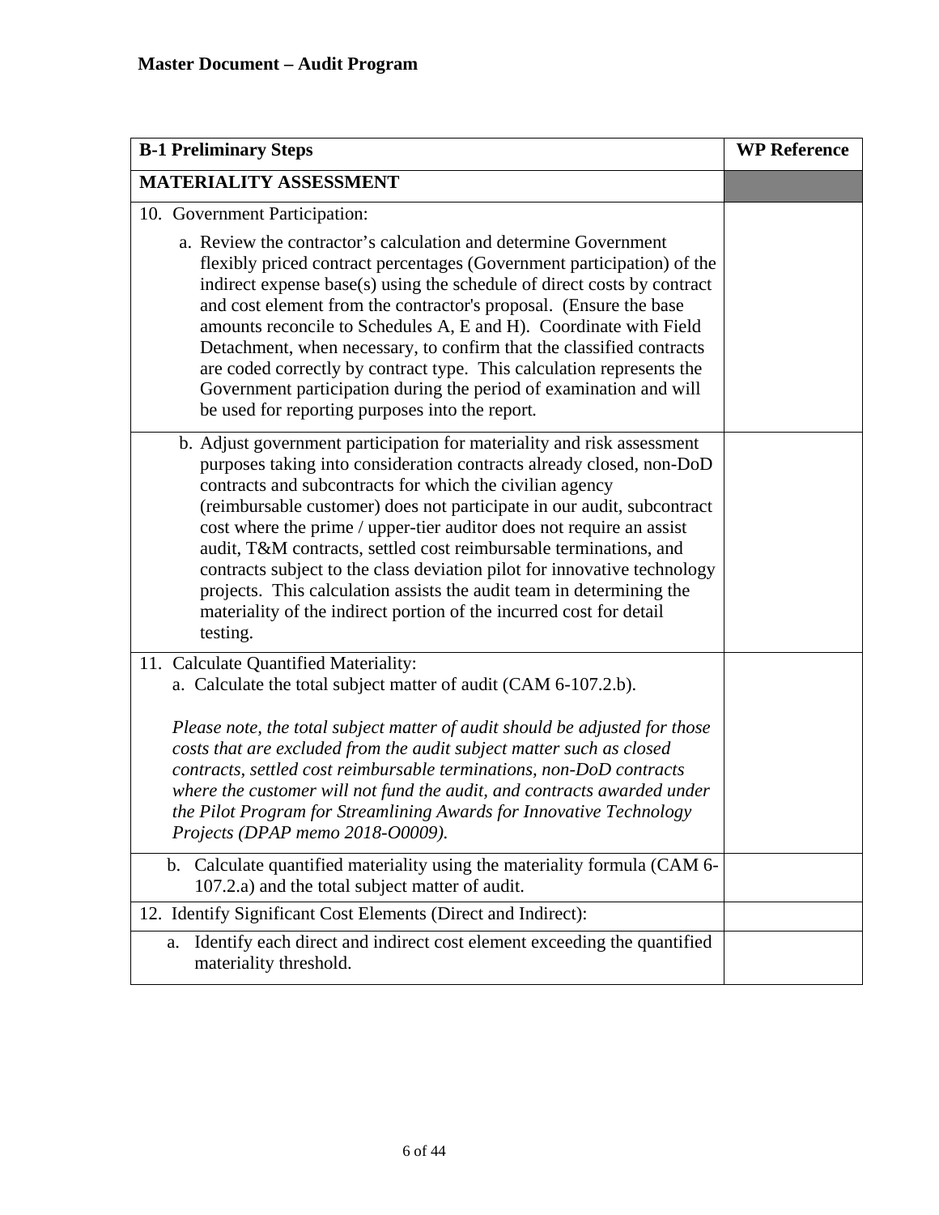**Master Document – Audit Program**

| **B-1 Preliminary Steps** | **WP Reference** |
|---|---|
| **MATERIALITY ASSESSMENT** | |
| 10. Government Participation:<br><br>a. Review the contractor's calculation and determine Government flexibly priced contract percentages (Government participation) of the indirect expense base(s) using the schedule of direct costs by contract and cost element from the contractor's proposal. (Ensure the base amounts reconcile to Schedules A, E and H). Coordinate with Field Detachment, when necessary, to confirm that the classified contracts are coded correctly by contract type. This calculation represents the Government participation during the period of examination and will be used for reporting purposes into the report. | |
| b. Adjust government participation for materiality and risk assessment purposes taking into consideration contracts already closed, non-DoD contracts and subcontracts for which the civilian agency (reimbursable customer) does not participate in our audit, subcontract cost where the prime / upper-tier auditor does not require an assist audit, T&M contracts, settled cost reimbursable terminations, and contracts subject to the class deviation pilot for innovative technology projects. This calculation assists the audit team in determining the materiality of the indirect portion of the incurred cost for detail testing. | |
| 11. Calculate Quantified Materiality:<br>a. Calculate the total subject matter of audit (CAM 6-107.2.b).<br><br>*Please note, the total subject matter of audit should be adjusted for those costs that are excluded from the audit subject matter such as closed contracts, settled cost reimbursable terminations, non-DoD contracts where the customer will not fund the audit, and contracts awarded under the Pilot Program for Streamlining Awards for Innovative Technology Projects (DPAP memo 2018-O0009).* | |
| b. Calculate quantified materiality using the materiality formula (CAM 6-107.2.a) and the total subject matter of audit. | |
| 12. Identify Significant Cost Elements (Direct and Indirect): | |
| a. Identify each direct and indirect cost element exceeding the quantified materiality threshold. | |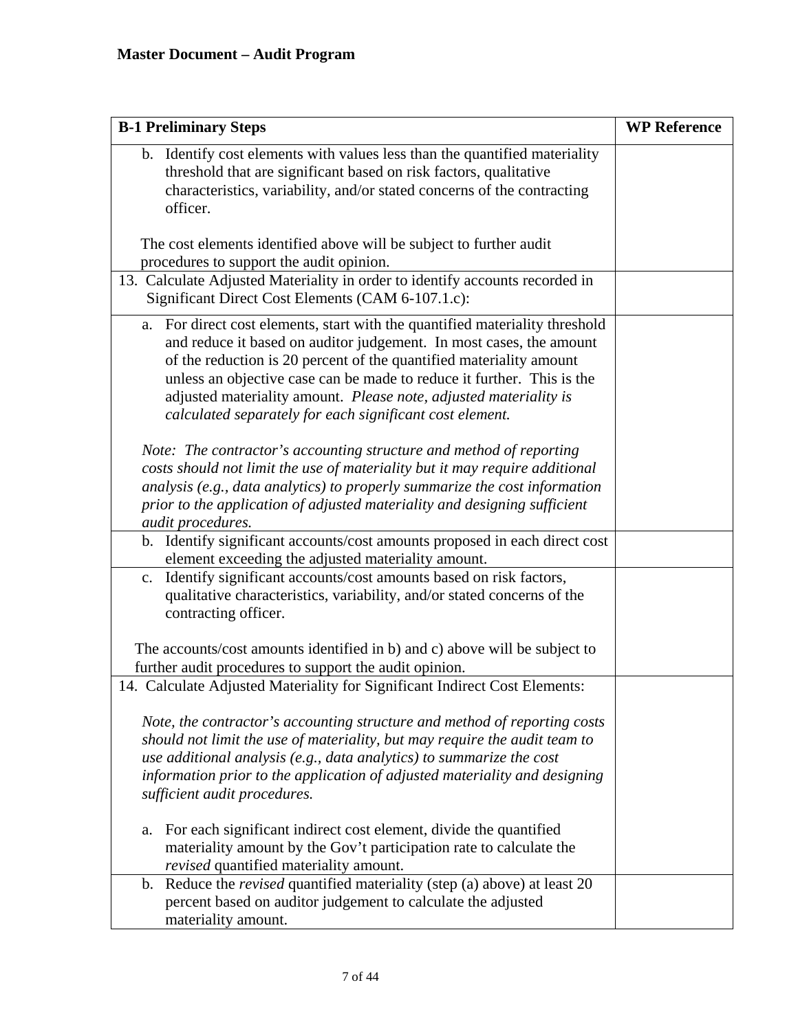**Master Document – Audit Program**

| B-1 Preliminary Steps | WP Reference |
|---|---|
| b. Identify cost elements with values less than the quantified materiality threshold that are significant based on risk factors, qualitative characteristics, variability, and/or stated concerns of the contracting officer.<br><br>The cost elements identified above will be subject to further audit procedures to support the audit opinion. | |
| 13. Calculate Adjusted Materiality in order to identify accounts recorded in Significant Direct Cost Elements (CAM 6-107.1.c): | |
| a. For direct cost elements, start with the quantified materiality threshold and reduce it based on auditor judgement. In most cases, the amount of the reduction is 20 percent of the quantified materiality amount unless an objective case can be made to reduce it further. This is the adjusted materiality amount. *Please note, adjusted materiality is calculated separately for each significant cost element.*<br><br>*Note: The contractor's accounting structure and method of reporting costs should not limit the use of materiality but it may require additional analysis (e.g., data analytics) to properly summarize the cost information prior to the application of adjusted materiality and designing sufficient audit procedures.* | |
| b. Identify significant accounts/cost amounts proposed in each direct cost element exceeding the adjusted materiality amount. | |
| c. Identify significant accounts/cost amounts based on risk factors, qualitative characteristics, variability, and/or stated concerns of the contracting officer.<br><br>The accounts/cost amounts identified in b) and c) above will be subject to further audit procedures to support the audit opinion. | |
| 14. Calculate Adjusted Materiality for Significant Indirect Cost Elements:<br><br>*Note, the contractor's accounting structure and method of reporting costs should not limit the use of materiality, but may require the audit team to use additional analysis (e.g., data analytics) to summarize the cost information prior to the application of adjusted materiality and designing sufficient audit procedures.*<br><br>a. For each significant indirect cost element, divide the quantified materiality amount by the Gov't participation rate to calculate the *revised* quantified materiality amount. | |
| b. Reduce the *revised* quantified materiality (step (a) above) at least 20 percent based on auditor judgement to calculate the adjusted materiality amount. | |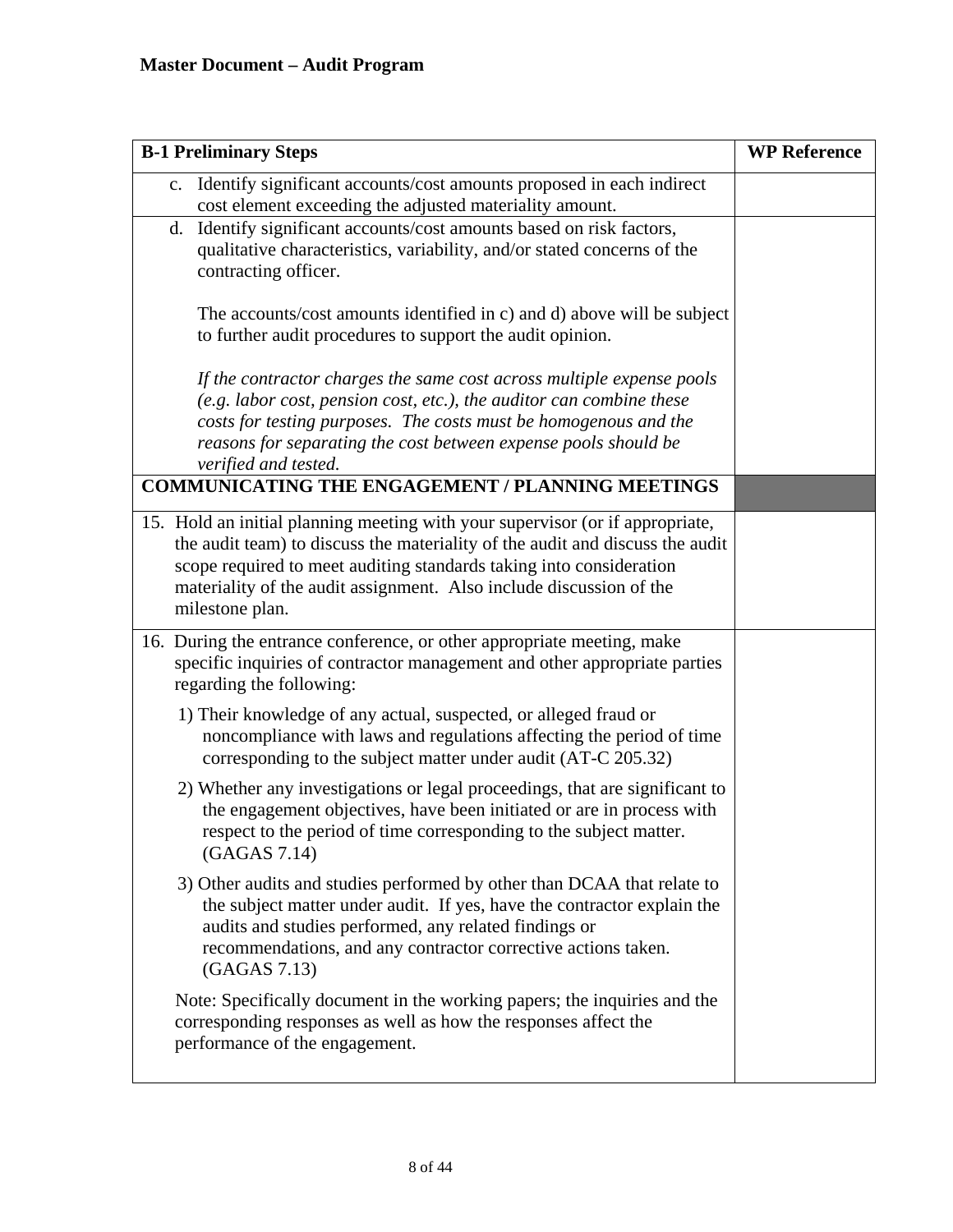**Master Document – Audit Program**

| B-1 Preliminary Steps | WP Reference |
|---|---|
| c. Identify significant accounts/cost amounts proposed in each indirect cost element exceeding the adjusted materiality amount. | |
| d. Identify significant accounts/cost amounts based on risk factors, qualitative characteristics, variability, and/or stated concerns of the contracting officer.<br><br>The accounts/cost amounts identified in c) and d) above will be subject to further audit procedures to support the audit opinion.<br><br>*If the contractor charges the same cost across multiple expense pools (e.g. labor cost, pension cost, etc.), the auditor can combine these costs for testing purposes. The costs must be homogenous and the reasons for separating the cost between expense pools should be verified and tested.* | |
| **COMMUNICATING THE ENGAGEMENT / PLANNING MEETINGS** | |
| 15. Hold an initial planning meeting with your supervisor (or if appropriate, the audit team) to discuss the materiality of the audit and discuss the audit scope required to meet auditing standards taking into consideration materiality of the audit assignment. Also include discussion of the milestone plan. | |
| 16. During the entrance conference, or other appropriate meeting, make specific inquiries of contractor management and other appropriate parties regarding the following:<br><br>1) Their knowledge of any actual, suspected, or alleged fraud or noncompliance with laws and regulations affecting the period of time corresponding to the subject matter under audit (AT-C 205.32)<br><br>2) Whether any investigations or legal proceedings, that are significant to the engagement objectives, have been initiated or are in process with respect to the period of time corresponding to the subject matter. (GAGAS 7.14)<br><br>3) Other audits and studies performed by other than DCAA that relate to the subject matter under audit. If yes, have the contractor explain the audits and studies performed, any related findings or recommendations, and any contractor corrective actions taken. (GAGAS 7.13)<br><br>Note: Specifically document in the working papers; the inquiries and the corresponding responses as well as how the responses affect the performance of the engagement. | |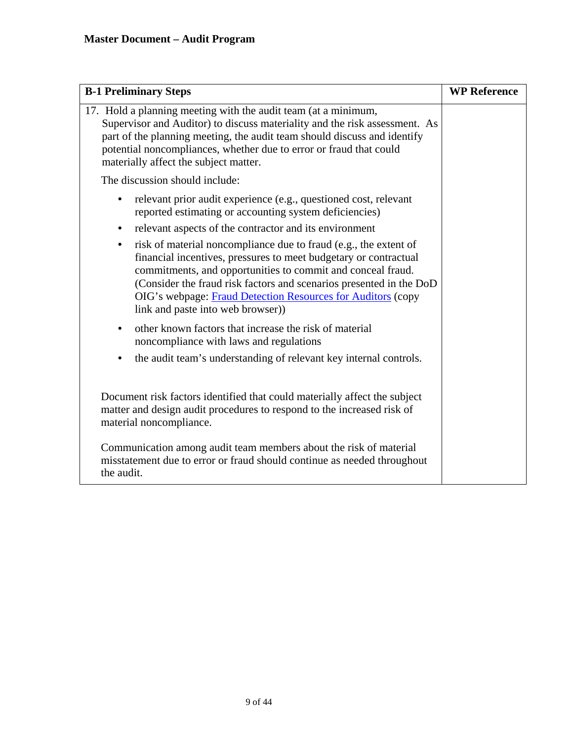**Master Document – Audit Program**

| B-1 Preliminary Steps | WP Reference |
|---|---|
| 17. Hold a planning meeting with the audit team (at a minimum, Supervisor and Auditor) to discuss materiality and the risk assessment. As part of the planning meeting, the audit team should discuss and identify potential noncompliances, whether due to error or fraud that could materially affect the subject matter.<br><br>The discussion should include:<br><br>• relevant prior audit experience (e.g., questioned cost, relevant reported estimating or accounting system deficiencies)<br>• relevant aspects of the contractor and its environment<br>• risk of material noncompliance due to fraud (e.g., the extent of financial incentives, pressures to meet budgetary or contractual commitments, and opportunities to commit and conceal fraud. (Consider the fraud risk factors and scenarios presented in the DoD OIG's webpage: Fraud Detection Resources for Auditors (copy link and paste into web browser))<br>• other known factors that increase the risk of material noncompliance with laws and regulations<br>• the audit team's understanding of relevant key internal controls.<br><br>Document risk factors identified that could materially affect the subject matter and design audit procedures to respond to the increased risk of material noncompliance.<br><br>Communication among audit team members about the risk of material misstatement due to error or fraud should continue as needed throughout the audit. | |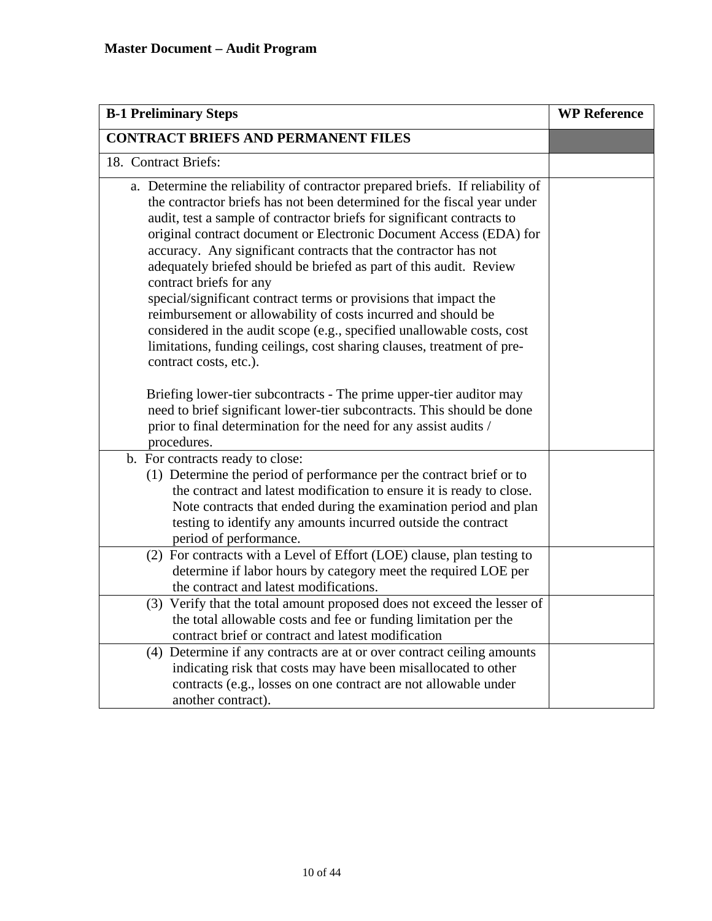**Master Document – Audit Program**

| B-1 Preliminary Steps | WP Reference |
| --- | --- |
| **CONTRACT BRIEFS AND PERMANENT FILES** | |
| 18. Contract Briefs: | |
| a. Determine the reliability of contractor prepared briefs. If reliability of the contractor briefs has not been determined for the fiscal year under audit, test a sample of contractor briefs for significant contracts to original contract document or Electronic Document Access (EDA) for accuracy. Any significant contracts that the contractor has not adequately briefed should be briefed as part of this audit. Review contract briefs for any special/significant contract terms or provisions that impact the reimbursement or allowability of costs incurred and should be considered in the audit scope (e.g., specified unallowable costs, cost limitations, funding ceilings, cost sharing clauses, treatment of pre-contract costs, etc.).<br><br>Briefing lower-tier subcontracts - The prime upper-tier auditor may need to brief significant lower-tier subcontracts. This should be done prior to final determination for the need for any assist audits / procedures. | |
| b. For contracts ready to close:<br>(1) Determine the period of performance per the contract brief or to the contract and latest modification to ensure it is ready to close. Note contracts that ended during the examination period and plan testing to identify any amounts incurred outside the contract period of performance. | |
| (2) For contracts with a Level of Effort (LOE) clause, plan testing to determine if labor hours by category meet the required LOE per the contract and latest modifications. | |
| (3) Verify that the total amount proposed does not exceed the lesser of the total allowable costs and fee or funding limitation per the contract brief or contract and latest modification | |
| (4) Determine if any contracts are at or over contract ceiling amounts indicating risk that costs may have been misallocated to other contracts (e.g., losses on one contract are not allowable under another contract). | |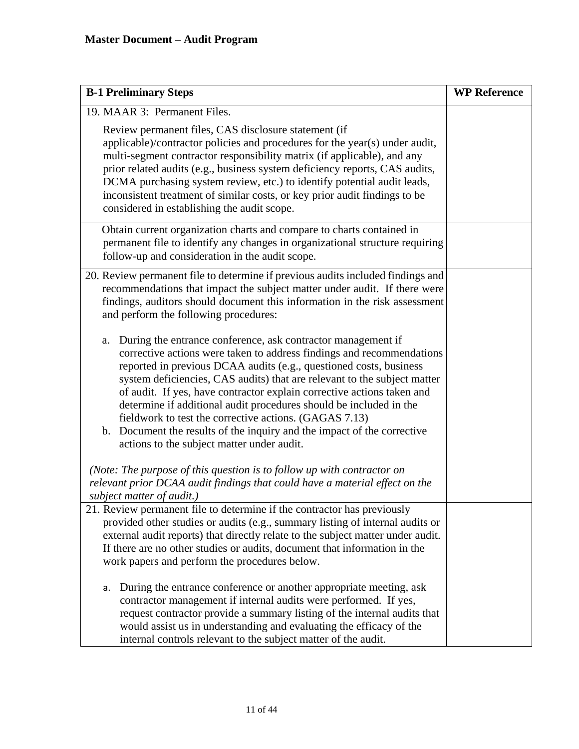**Master Document – Audit Program**

| B-1 Preliminary Steps | WP Reference |
|---|---|
| 19. MAAR 3: Permanent Files.<br><br>Review permanent files, CAS disclosure statement (if applicable)/contractor policies and procedures for the year(s) under audit, multi-segment contractor responsibility matrix (if applicable), and any prior related audits (e.g., business system deficiency reports, CAS audits, DCMA purchasing system review, etc.) to identify potential audit leads, inconsistent treatment of similar costs, or key prior audit findings to be considered in establishing the audit scope. | |
| Obtain current organization charts and compare to charts contained in permanent file to identify any changes in organizational structure requiring follow-up and consideration in the audit scope. | |
| 20. Review permanent file to determine if previous audits included findings and recommendations that impact the subject matter under audit. If there were findings, auditors should document this information in the risk assessment and perform the following procedures:<br><br>a. During the entrance conference, ask contractor management if corrective actions were taken to address findings and recommendations reported in previous DCAA audits (e.g., questioned costs, business system deficiencies, CAS audits) that are relevant to the subject matter of audit. If yes, have contractor explain corrective actions taken and determine if additional audit procedures should be included in the fieldwork to test the corrective actions. (GAGAS 7.13)<br>b. Document the results of the inquiry and the impact of the corrective actions to the subject matter under audit.<br><br>*(Note: The purpose of this question is to follow up with contractor on relevant prior DCAA audit findings that could have a material effect on the subject matter of audit.)* | |
| 21. Review permanent file to determine if the contractor has previously provided other studies or audits (e.g., summary listing of internal audits or external audit reports) that directly relate to the subject matter under audit. If there are no other studies or audits, document that information in the work papers and perform the procedures below.<br><br>a. During the entrance conference or another appropriate meeting, ask contractor management if internal audits were performed. If yes, request contractor provide a summary listing of the internal audits that would assist us in understanding and evaluating the efficacy of the internal controls relevant to the subject matter of the audit. | |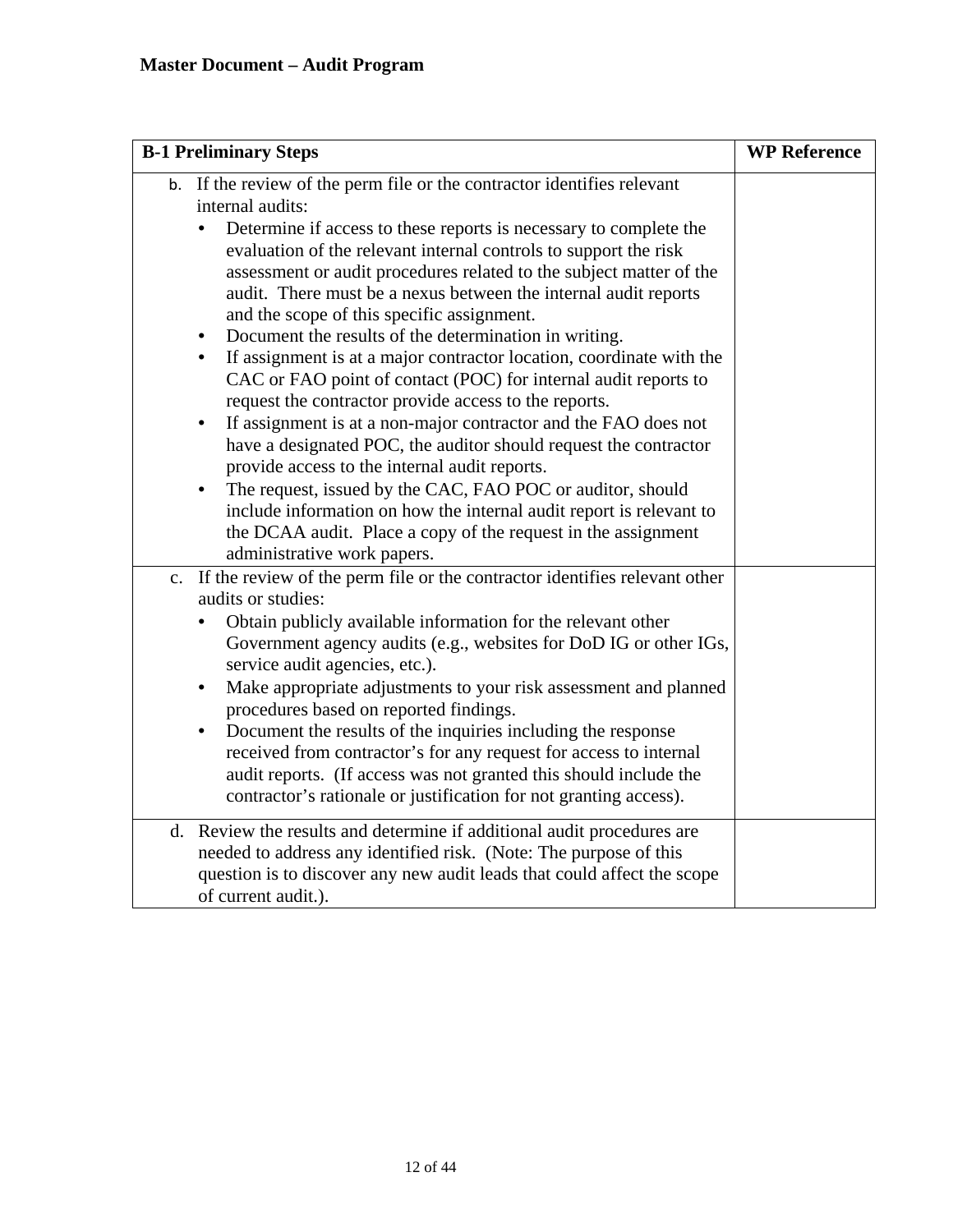**Master Document – Audit Program**

| B-1 Preliminary Steps | WP Reference |
|---|---|
| b. If the review of the perm file or the contractor identifies relevant internal audits:<br>• Determine if access to these reports is necessary to complete the evaluation of the relevant internal controls to support the risk assessment or audit procedures related to the subject matter of the audit. There must be a nexus between the internal audit reports and the scope of this specific assignment.<br>• Document the results of the determination in writing.<br>• If assignment is at a major contractor location, coordinate with the CAC or FAO point of contact (POC) for internal audit reports to request the contractor provide access to the reports.<br>• If assignment is at a non-major contractor and the FAO does not have a designated POC, the auditor should request the contractor provide access to the internal audit reports.<br>• The request, issued by the CAC, FAO POC or auditor, should include information on how the internal audit report is relevant to the DCAA audit. Place a copy of the request in the assignment administrative work papers. | |
| c. If the review of the perm file or the contractor identifies relevant other audits or studies:<br>• Obtain publicly available information for the relevant other Government agency audits (e.g., websites for DoD IG or other IGs, service audit agencies, etc.).<br>• Make appropriate adjustments to your risk assessment and planned procedures based on reported findings.<br>• Document the results of the inquiries including the response received from contractor's for any request for access to internal audit reports. (If access was not granted this should include the contractor's rationale or justification for not granting access). | |
| d. Review the results and determine if additional audit procedures are needed to address any identified risk. (Note: The purpose of this question is to discover any new audit leads that could affect the scope of current audit.). | |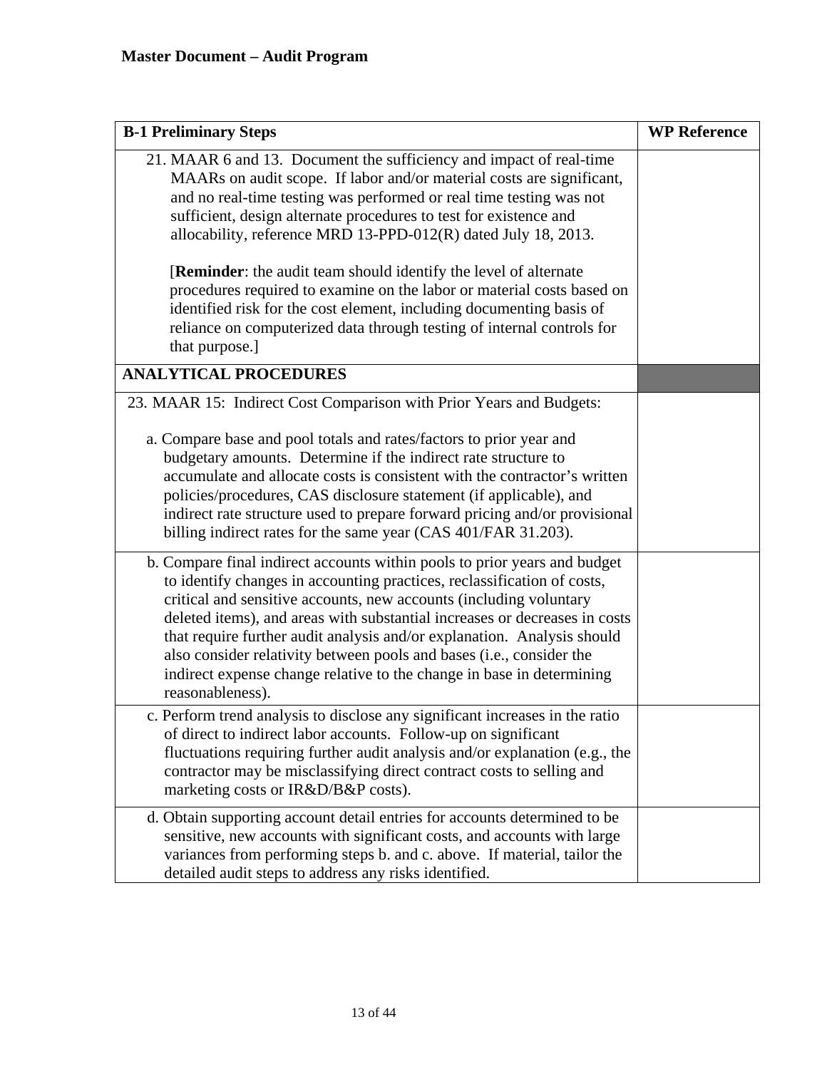**Master Document – Audit Program**

| B-1 Preliminary Steps | WP Reference |
|---|---|
| 21. MAAR 6 and 13. Document the sufficiency and impact of real-time MAARs on audit scope. If labor and/or material costs are significant, and no real-time testing was performed or real time testing was not sufficient, design alternate procedures to test for existence and allocability, reference MRD 13-PPD-012(R) dated July 18, 2013.<br><br>[**Reminder**: the audit team should identify the level of alternate procedures required to examine on the labor or material costs based on identified risk for the cost element, including documenting basis of reliance on computerized data through testing of internal controls for that purpose.] | |
| **ANALYTICAL PROCEDURES** | |
| 23. MAAR 15: Indirect Cost Comparison with Prior Years and Budgets:<br><br>a. Compare base and pool totals and rates/factors to prior year and budgetary amounts. Determine if the indirect rate structure to accumulate and allocate costs is consistent with the contractor's written policies/procedures, CAS disclosure statement (if applicable), and indirect rate structure used to prepare forward pricing and/or provisional billing indirect rates for the same year (CAS 401/FAR 31.203). | |
| b. Compare final indirect accounts within pools to prior years and budget to identify changes in accounting practices, reclassification of costs, critical and sensitive accounts, new accounts (including voluntary deleted items), and areas with substantial increases or decreases in costs that require further audit analysis and/or explanation. Analysis should also consider relativity between pools and bases (i.e., consider the indirect expense change relative to the change in base in determining reasonableness). | |
| c. Perform trend analysis to disclose any significant increases in the ratio of direct to indirect labor accounts. Follow-up on significant fluctuations requiring further audit analysis and/or explanation (e.g., the contractor may be misclassifying direct contract costs to selling and marketing costs or IR&D/B&P costs). | |
| d. Obtain supporting account detail entries for accounts determined to be sensitive, new accounts with significant costs, and accounts with large variances from performing steps b. and c. above. If material, tailor the detailed audit steps to address any risks identified. | |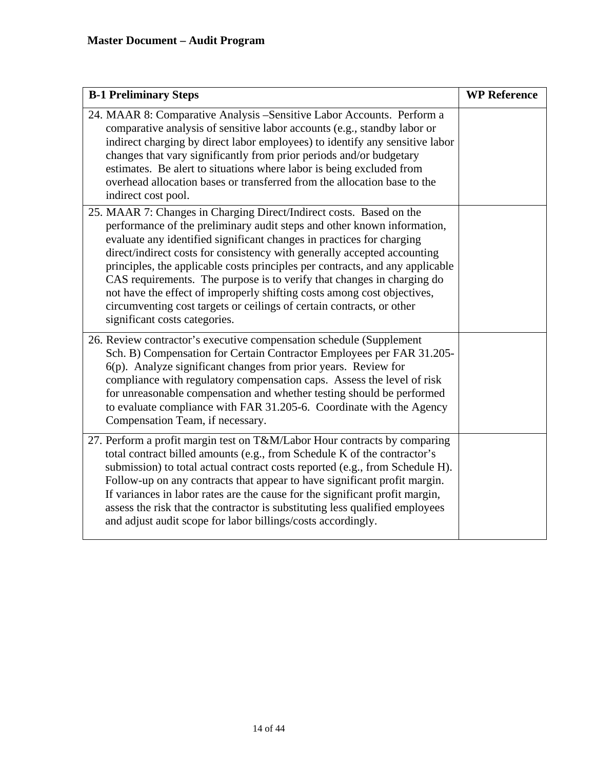**Master Document – Audit Program**

| B-1 Preliminary Steps | WP Reference |
|---|---|
| 24. MAAR 8: Comparative Analysis –Sensitive Labor Accounts. Perform a comparative analysis of sensitive labor accounts (e.g., standby labor or indirect charging by direct labor employees) to identify any sensitive labor changes that vary significantly from prior periods and/or budgetary estimates. Be alert to situations where labor is being excluded from overhead allocation bases or transferred from the allocation base to the indirect cost pool. | |
| 25. MAAR 7: Changes in Charging Direct/Indirect costs. Based on the performance of the preliminary audit steps and other known information, evaluate any identified significant changes in practices for charging direct/indirect costs for consistency with generally accepted accounting principles, the applicable costs principles per contracts, and any applicable CAS requirements. The purpose is to verify that changes in charging do not have the effect of improperly shifting costs among cost objectives, circumventing cost targets or ceilings of certain contracts, or other significant costs categories. | |
| 26. Review contractor's executive compensation schedule (Supplement Sch. B) Compensation for Certain Contractor Employees per FAR 31.205-6(p). Analyze significant changes from prior years. Review for compliance with regulatory compensation caps. Assess the level of risk for unreasonable compensation and whether testing should be performed to evaluate compliance with FAR 31.205-6. Coordinate with the Agency Compensation Team, if necessary. | |
| 27. Perform a profit margin test on T&M/Labor Hour contracts by comparing total contract billed amounts (e.g., from Schedule K of the contractor's submission) to total actual contract costs reported (e.g., from Schedule H). Follow-up on any contracts that appear to have significant profit margin. If variances in labor rates are the cause for the significant profit margin, assess the risk that the contractor is substituting less qualified employees and adjust audit scope for labor billings/costs accordingly. | |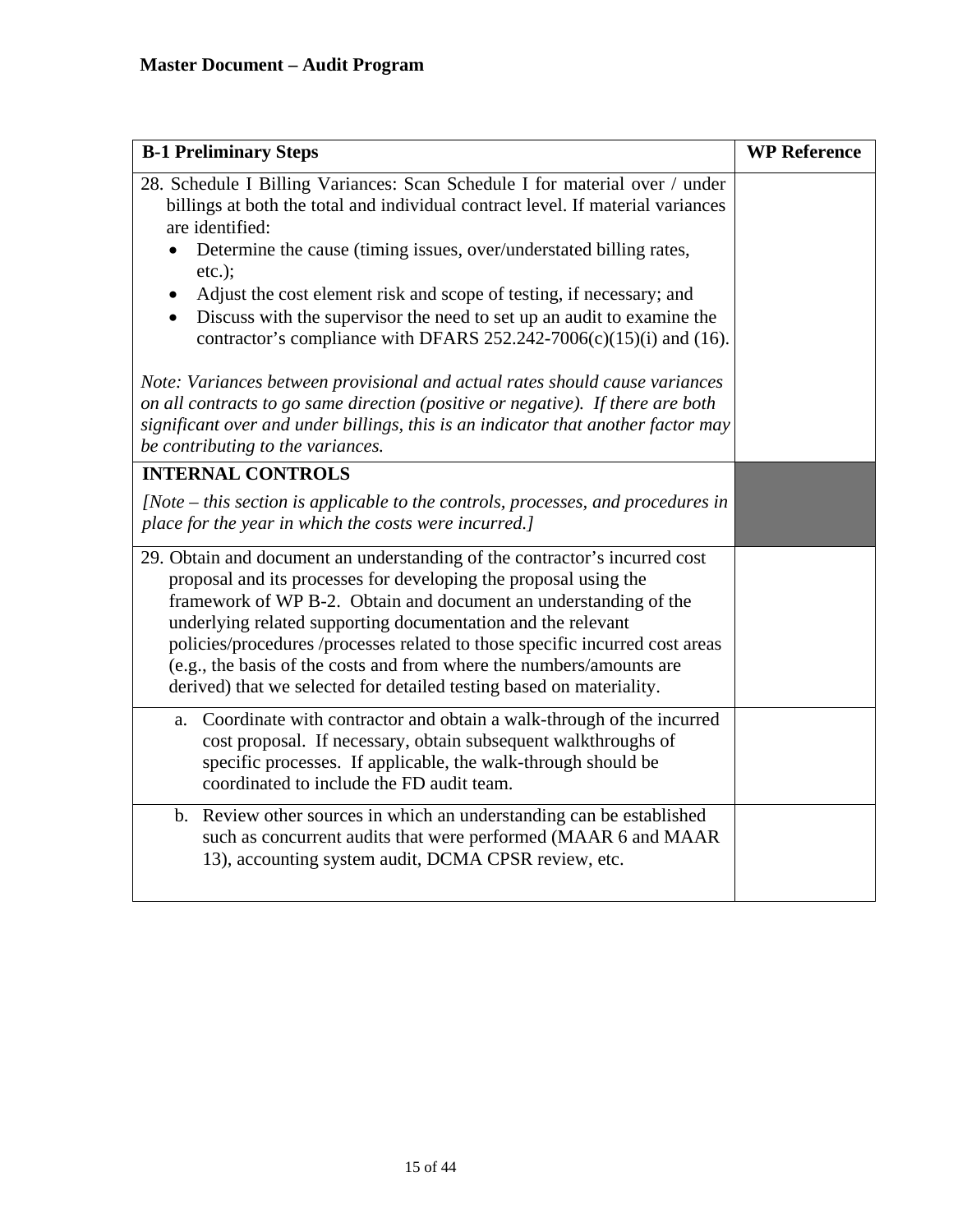**Master Document – Audit Program**

| B-1 Preliminary Steps | WP Reference |
|---|---|
| 28. Schedule I Billing Variances: Scan Schedule I for material over / under billings at both the total and individual contract level. If material variances are identified:<br>• Determine the cause (timing issues, over/understated billing rates, etc.);<br>• Adjust the cost element risk and scope of testing, if necessary; and<br>• Discuss with the supervisor the need to set up an audit to examine the contractor's compliance with DFARS 252.242-7006(c)(15)(i) and (16).<br><br>*Note: Variances between provisional and actual rates should cause variances on all contracts to go same direction (positive or negative). If there are both significant over and under billings, this is an indicator that another factor may be contributing to the variances.* | |
| **INTERNAL CONTROLS**<br>*[Note – this section is applicable to the controls, processes, and procedures in place for the year in which the costs were incurred.]* | |
| 29. Obtain and document an understanding of the contractor's incurred cost proposal and its processes for developing the proposal using the framework of WP B-2. Obtain and document an understanding of the underlying related supporting documentation and the relevant policies/procedures /processes related to those specific incurred cost areas (e.g., the basis of the costs and from where the numbers/amounts are derived) that we selected for detailed testing based on materiality. | |
| a. Coordinate with contractor and obtain a walk-through of the incurred cost proposal. If necessary, obtain subsequent walkthroughs of specific processes. If applicable, the walk-through should be coordinated to include the FD audit team. | |
| b. Review other sources in which an understanding can be established such as concurrent audits that were performed (MAAR 6 and MAAR 13), accounting system audit, DCMA CPSR review, etc. | |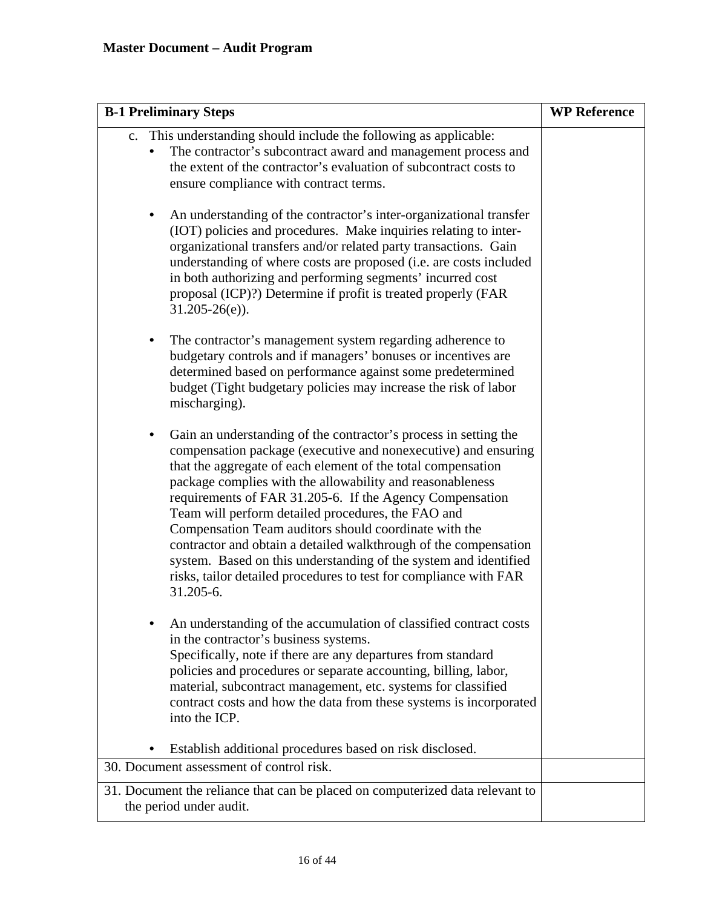**Master Document – Audit Program**

| B-1 Preliminary Steps | WP Reference |
|---|---|
| c. This understanding should include the following as applicable:<br>• The contractor's subcontract award and management process and the extent of the contractor's evaluation of subcontract costs to ensure compliance with contract terms.<br><br>• An understanding of the contractor's inter-organizational transfer (IOT) policies and procedures. Make inquiries relating to inter-organizational transfers and/or related party transactions. Gain understanding of where costs are proposed (i.e. are costs included in both authorizing and performing segments' incurred cost proposal (ICP)?) Determine if profit is treated properly (FAR 31.205-26(e)).<br><br>• The contractor's management system regarding adherence to budgetary controls and if managers' bonuses or incentives are determined based on performance against some predetermined budget (Tight budgetary policies may increase the risk of labor mischarging).<br><br>• Gain an understanding of the contractor's process in setting the compensation package (executive and nonexecutive) and ensuring that the aggregate of each element of the total compensation package complies with the allowability and reasonableness requirements of FAR 31.205-6. If the Agency Compensation Team will perform detailed procedures, the FAO and Compensation Team auditors should coordinate with the contractor and obtain a detailed walkthrough of the compensation system. Based on this understanding of the system and identified risks, tailor detailed procedures to test for compliance with FAR 31.205-6.<br><br>• An understanding of the accumulation of classified contract costs in the contractor's business systems.<br>Specifically, note if there are any departures from standard policies and procedures or separate accounting, billing, labor, material, subcontract management, etc. systems for classified contract costs and how the data from these systems is incorporated into the ICP.<br><br>• Establish additional procedures based on risk disclosed. | |
| 30. Document assessment of control risk. | |
| 31. Document the reliance that can be placed on computerized data relevant to the period under audit. | |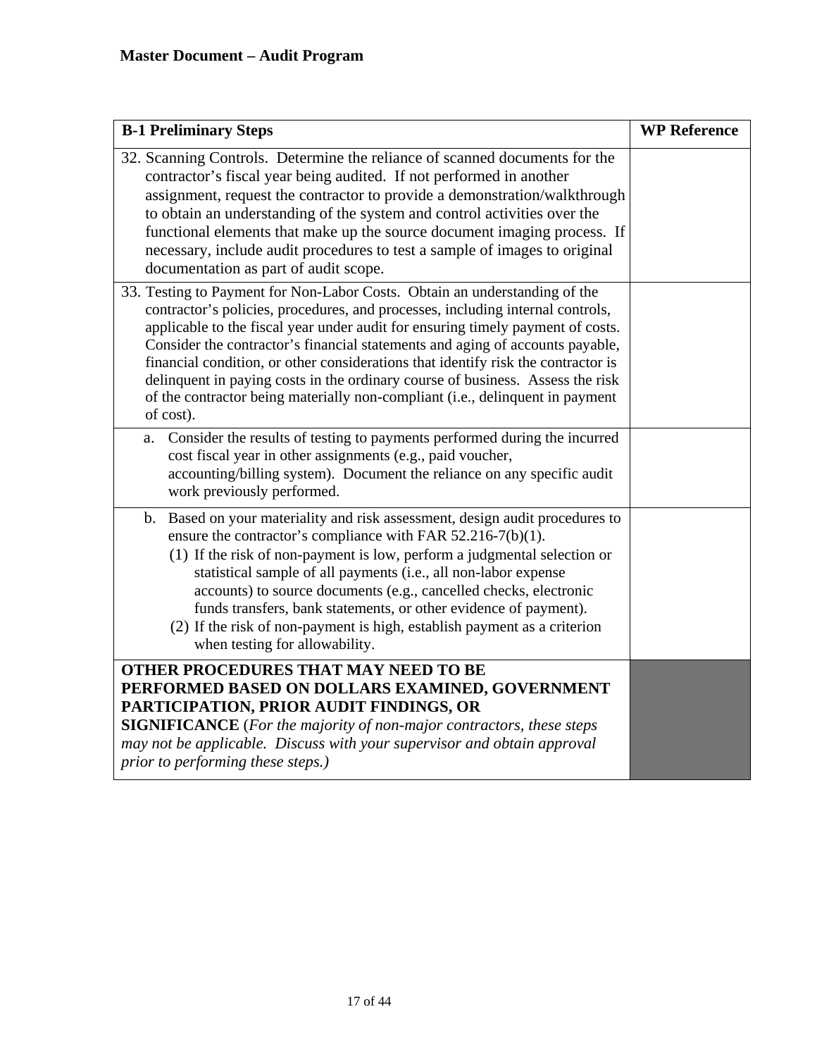**Master Document – Audit Program**

| **B-1 Preliminary Steps** | **WP Reference** |
|---|---|
| 32. Scanning Controls. Determine the reliance of scanned documents for the contractor's fiscal year being audited. If not performed in another assignment, request the contractor to provide a demonstration/walkthrough to obtain an understanding of the system and control activities over the functional elements that make up the source document imaging process. If necessary, include audit procedures to test a sample of images to original documentation as part of audit scope. | |
| 33. Testing to Payment for Non-Labor Costs. Obtain an understanding of the contractor's policies, procedures, and processes, including internal controls, applicable to the fiscal year under audit for ensuring timely payment of costs. Consider the contractor's financial statements and aging of accounts payable, financial condition, or other considerations that identify risk the contractor is delinquent in paying costs in the ordinary course of business. Assess the risk of the contractor being materially non-compliant (i.e., delinquent in payment of cost). | |
| a. Consider the results of testing to payments performed during the incurred cost fiscal year in other assignments (e.g., paid voucher, accounting/billing system). Document the reliance on any specific audit work previously performed. | |
| b. Based on your materiality and risk assessment, design audit procedures to ensure the contractor's compliance with FAR 52.216-7(b)(1).<br>(1) If the risk of non-payment is low, perform a judgmental selection or statistical sample of all payments (i.e., all non-labor expense accounts) to source documents (e.g., cancelled checks, electronic funds transfers, bank statements, or other evidence of payment).<br>(2) If the risk of non-payment is high, establish payment as a criterion when testing for allowability. | |
| **OTHER PROCEDURES THAT MAY NEED TO BE PERFORMED BASED ON DOLLARS EXAMINED, GOVERNMENT PARTICIPATION, PRIOR AUDIT FINDINGS, OR SIGNIFICANCE** (*For the majority of non-major contractors, these steps may not be applicable. Discuss with your supervisor and obtain approval prior to performing these steps.)* | |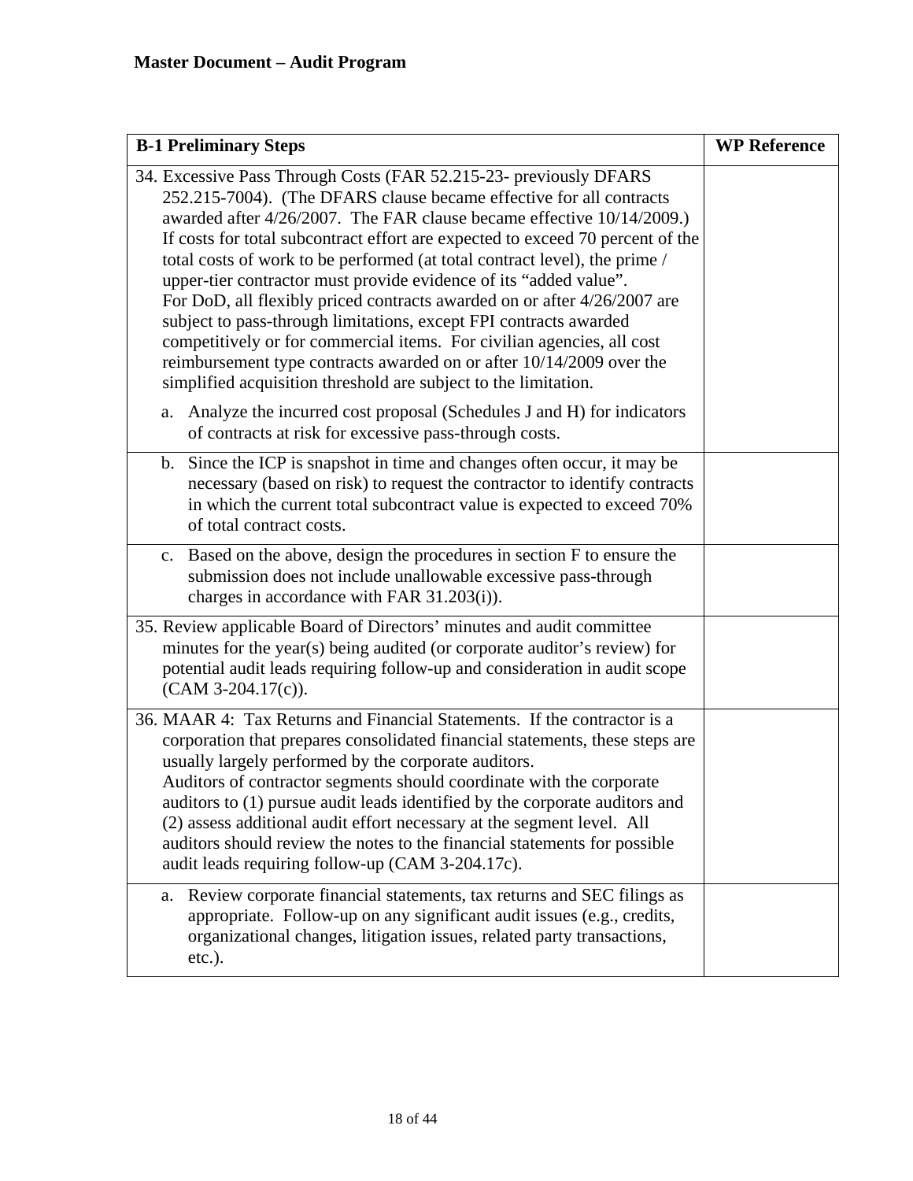**Master Document – Audit Program**

| B-1 Preliminary Steps | WP Reference |
|---|---|
| 34. Excessive Pass Through Costs (FAR 52.215-23- previously DFARS 252.215-7004). (The DFARS clause became effective for all contracts awarded after 4/26/2007. The FAR clause became effective 10/14/2009.) If costs for total subcontract effort are expected to exceed 70 percent of the total costs of work to be performed (at total contract level), the prime / upper-tier contractor must provide evidence of its "added value". For DoD, all flexibly priced contracts awarded on or after 4/26/2007 are subject to pass-through limitations, except FPI contracts awarded competitively or for commercial items. For civilian agencies, all cost reimbursement type contracts awarded on or after 10/14/2009 over the simplified acquisition threshold are subject to the limitation.<br><br>a. Analyze the incurred cost proposal (Schedules J and H) for indicators of contracts at risk for excessive pass-through costs. | |
| b. Since the ICP is snapshot in time and changes often occur, it may be necessary (based on risk) to request the contractor to identify contracts in which the current total subcontract value is expected to exceed 70% of total contract costs. | |
| c. Based on the above, design the procedures in section F to ensure the submission does not include unallowable excessive pass-through charges in accordance with FAR 31.203(i)). | |
| 35. Review applicable Board of Directors' minutes and audit committee minutes for the year(s) being audited (or corporate auditor's review) for potential audit leads requiring follow-up and consideration in audit scope (CAM 3-204.17(c)). | |
| 36. MAAR 4: Tax Returns and Financial Statements. If the contractor is a corporation that prepares consolidated financial statements, these steps are usually largely performed by the corporate auditors. Auditors of contractor segments should coordinate with the corporate auditors to (1) pursue audit leads identified by the corporate auditors and (2) assess additional audit effort necessary at the segment level. All auditors should review the notes to the financial statements for possible audit leads requiring follow-up (CAM 3-204.17c). | |
| a. Review corporate financial statements, tax returns and SEC filings as appropriate. Follow-up on any significant audit issues (e.g., credits, organizational changes, litigation issues, related party transactions, etc.). | |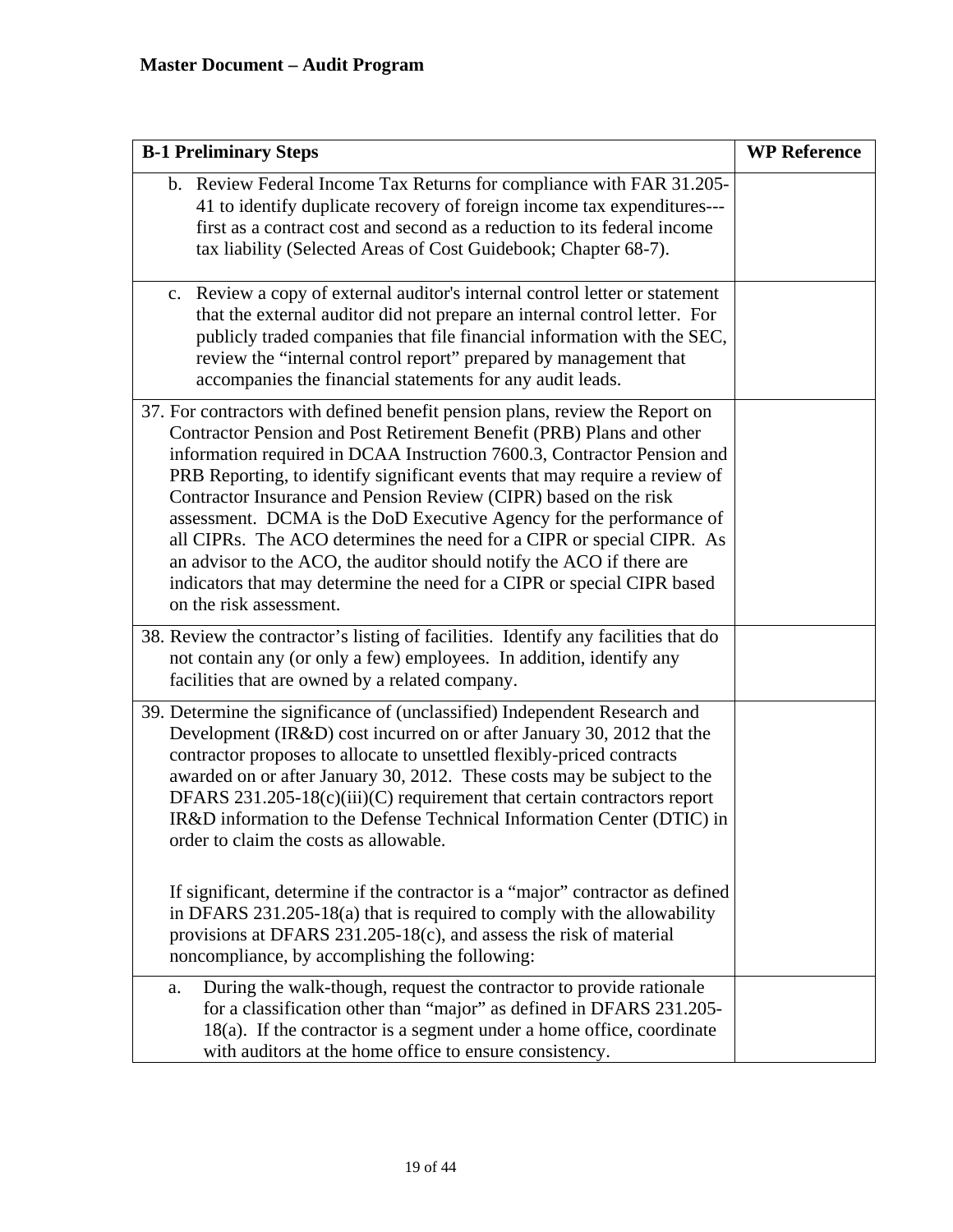**Master Document – Audit Program**

| B-1 Preliminary Steps | WP Reference |
|---|---|
| b. Review Federal Income Tax Returns for compliance with FAR 31.205-41 to identify duplicate recovery of foreign income tax expenditures---first as a contract cost and second as a reduction to its federal income tax liability (Selected Areas of Cost Guidebook; Chapter 68-7). | |
| c. Review a copy of external auditor's internal control letter or statement that the external auditor did not prepare an internal control letter. For publicly traded companies that file financial information with the SEC, review the "internal control report" prepared by management that accompanies the financial statements for any audit leads. | |
| 37. For contractors with defined benefit pension plans, review the Report on Contractor Pension and Post Retirement Benefit (PRB) Plans and other information required in DCAA Instruction 7600.3, Contractor Pension and PRB Reporting, to identify significant events that may require a review of Contractor Insurance and Pension Review (CIPR) based on the risk assessment. DCMA is the DoD Executive Agency for the performance of all CIPRs. The ACO determines the need for a CIPR or special CIPR. As an advisor to the ACO, the auditor should notify the ACO if there are indicators that may determine the need for a CIPR or special CIPR based on the risk assessment. | |
| 38. Review the contractor's listing of facilities. Identify any facilities that do not contain any (or only a few) employees. In addition, identify any facilities that are owned by a related company. | |
| 39. Determine the significance of (unclassified) Independent Research and Development (IR&D) cost incurred on or after January 30, 2012 that the contractor proposes to allocate to unsettled flexibly-priced contracts awarded on or after January 30, 2012. These costs may be subject to the DFARS 231.205-18(c)(iii)(C) requirement that certain contractors report IR&D information to the Defense Technical Information Center (DTIC) in order to claim the costs as allowable.<br><br>If significant, determine if the contractor is a "major" contractor as defined in DFARS 231.205-18(a) that is required to comply with the allowability provisions at DFARS 231.205-18(c), and assess the risk of material noncompliance, by accomplishing the following: | |
| a. During the walk-though, request the contractor to provide rationale for a classification other than "major" as defined in DFARS 231.205-18(a). If the contractor is a segment under a home office, coordinate with auditors at the home office to ensure consistency. | |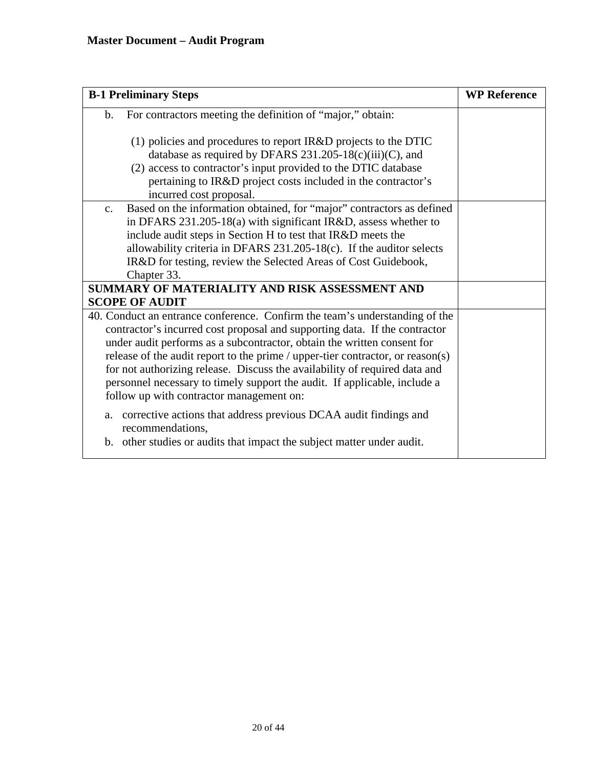**Master Document – Audit Program**

| B-1 Preliminary Steps | WP Reference |
|---|---|
| b. For contractors meeting the definition of "major," obtain:<br><br>(1) policies and procedures to report IR&D projects to the DTIC database as required by DFARS 231.205-18(c)(iii)(C), and<br>(2) access to contractor's input provided to the DTIC database pertaining to IR&D project costs included in the contractor's incurred cost proposal. | |
| c. Based on the information obtained, for "major" contractors as defined in DFARS 231.205-18(a) with significant IR&D, assess whether to include audit steps in Section H to test that IR&D meets the allowability criteria in DFARS 231.205-18(c). If the auditor selects IR&D for testing, review the Selected Areas of Cost Guidebook, Chapter 33. | |
| **SUMMARY OF MATERIALITY AND RISK ASSESSMENT AND SCOPE OF AUDIT** | |
| 40. Conduct an entrance conference. Confirm the team's understanding of the contractor's incurred cost proposal and supporting data. If the contractor under audit performs as a subcontractor, obtain the written consent for release of the audit report to the prime / upper-tier contractor, or reason(s) for not authorizing release. Discuss the availability of required data and personnel necessary to timely support the audit. If applicable, include a follow up with contractor management on:<br><br>a. corrective actions that address previous DCAA audit findings and recommendations,<br>b. other studies or audits that impact the subject matter under audit. | |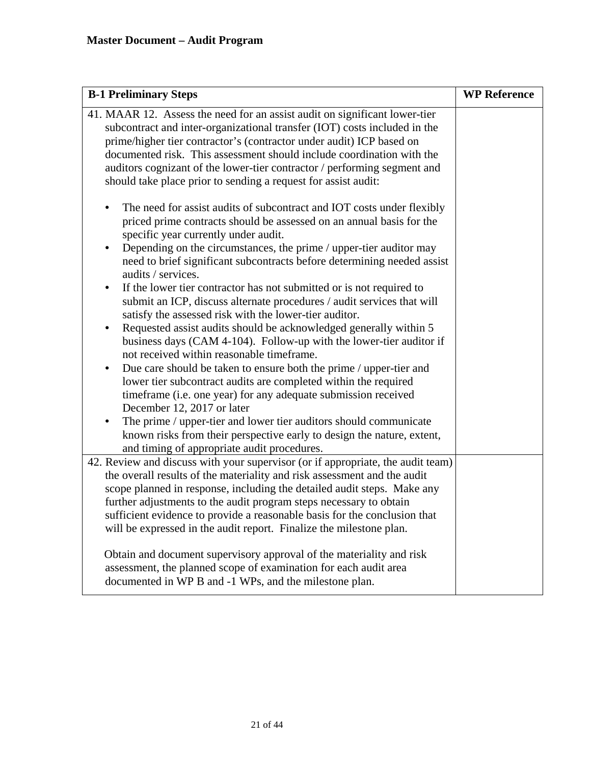**Master Document – Audit Program**

| B-1 Preliminary Steps | WP Reference |
|---|---|
| 41. MAAR 12. Assess the need for an assist audit on significant lower-tier subcontract and inter-organizational transfer (IOT) costs included in the prime/higher tier contractor's (contractor under audit) ICP based on documented risk. This assessment should include coordination with the auditors cognizant of the lower-tier contractor / performing segment and should take place prior to sending a request for assist audit:<br><br>• The need for assist audits of subcontract and IOT costs under flexibly priced prime contracts should be assessed on an annual basis for the specific year currently under audit.<br>• Depending on the circumstances, the prime / upper-tier auditor may need to brief significant subcontracts before determining needed assist audits / services.<br>• If the lower tier contractor has not submitted or is not required to submit an ICP, discuss alternate procedures / audit services that will satisfy the assessed risk with the lower-tier auditor.<br>• Requested assist audits should be acknowledged generally within 5 business days (CAM 4-104). Follow-up with the lower-tier auditor if not received within reasonable timeframe.<br>• Due care should be taken to ensure both the prime / upper-tier and lower tier subcontract audits are completed within the required timeframe (i.e. one year) for any adequate submission received December 12, 2017 or later<br>• The prime / upper-tier and lower tier auditors should communicate known risks from their perspective early to design the nature, extent, and timing of appropriate audit procedures. | |
| 42. Review and discuss with your supervisor (or if appropriate, the audit team) the overall results of the materiality and risk assessment and the audit scope planned in response, including the detailed audit steps. Make any further adjustments to the audit program steps necessary to obtain sufficient evidence to provide a reasonable basis for the conclusion that will be expressed in the audit report. Finalize the milestone plan.<br><br>Obtain and document supervisory approval of the materiality and risk assessment, the planned scope of examination for each audit area documented in WP B and -1 WPs, and the milestone plan. | |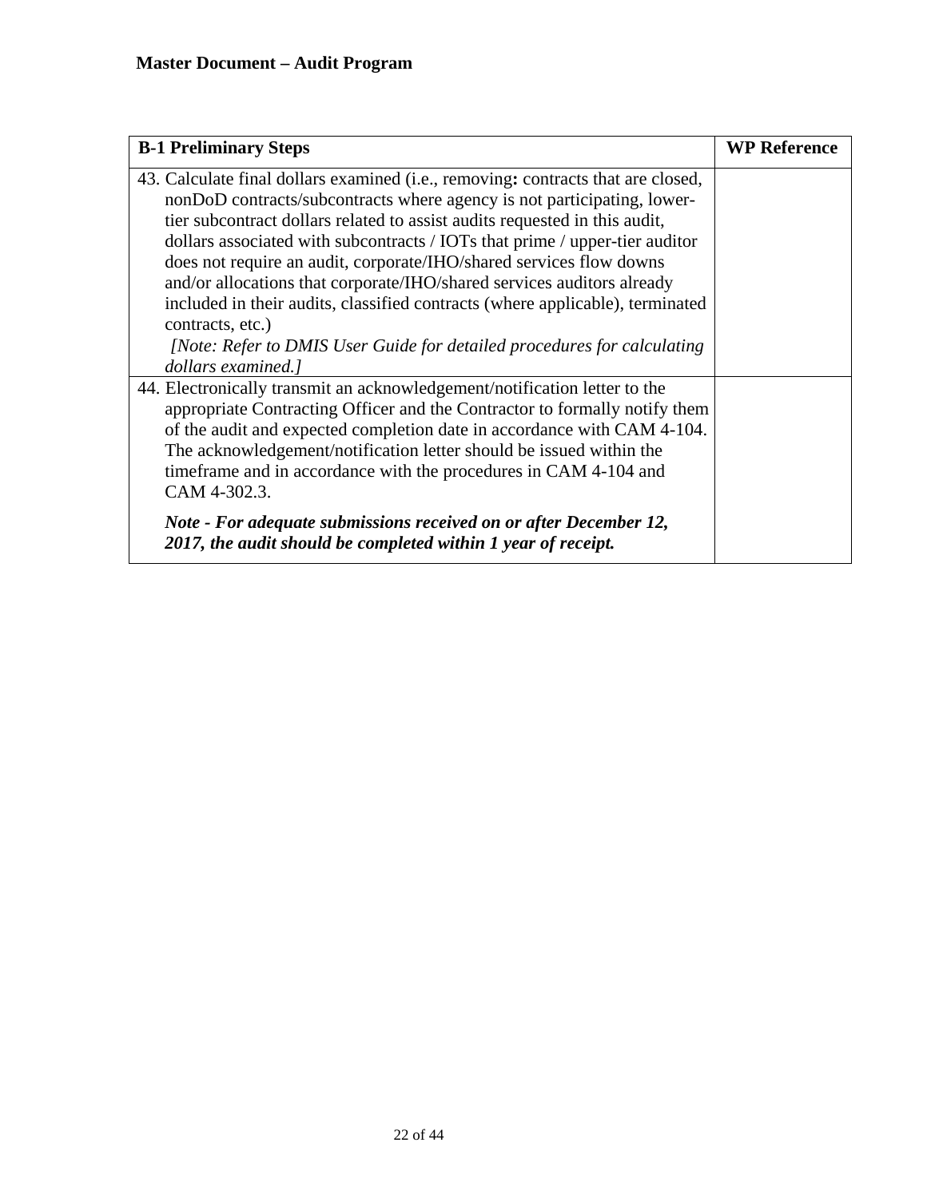| B-1 Preliminary Steps | WP Reference |
|---|---|
| 43. Calculate final dollars examined (i.e., removing**:** contracts that are closed, nonDoD contracts/subcontracts where agency is not participating, lower-tier subcontract dollars related to assist audits requested in this audit, dollars associated with subcontracts / IOTs that prime / upper-tier auditor does not require an audit, corporate/IHO/shared services flow downs and/or allocations that corporate/IHO/shared services auditors already included in their audits, classified contracts (where applicable), terminated contracts, etc.) *[Note: Refer to DMIS User Guide for detailed procedures for calculating dollars examined.]* | |
| 44. Electronically transmit an acknowledgement/notification letter to the appropriate Contracting Officer and the Contractor to formally notify them of the audit and expected completion date in accordance with CAM 4-104. The acknowledgement/notification letter should be issued within the timeframe and in accordance with the procedures in CAM 4-104 and CAM 4-302.3. ***Note - For adequate submissions received on or after December 12, 2017, the audit should be completed within 1 year of receipt.*** | |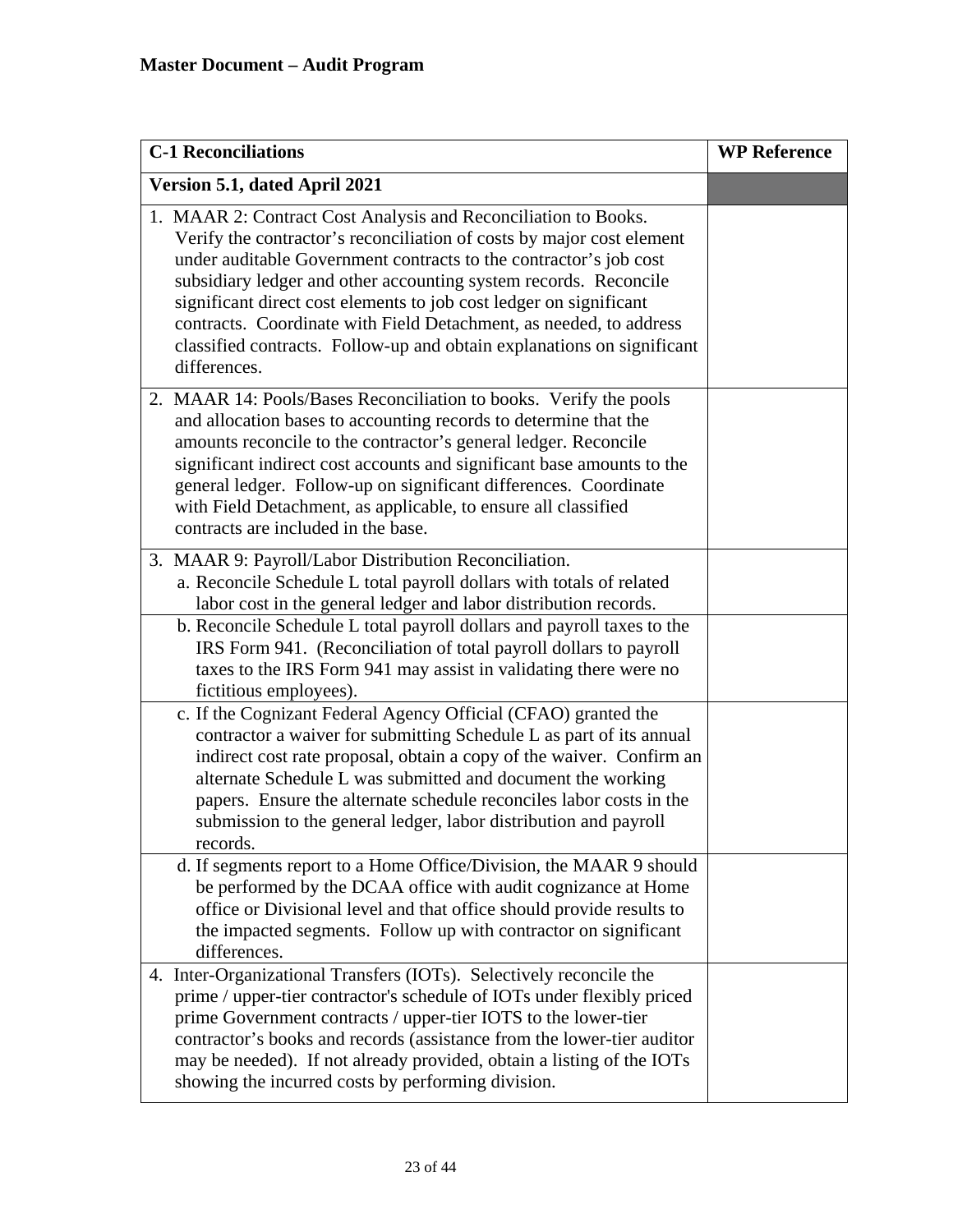**Master Document – Audit Program**

| C-1 Reconciliations | WP Reference |
|---|---|
| **Version 5.1, dated April 2021** | |
| 1. MAAR 2: Contract Cost Analysis and Reconciliation to Books. Verify the contractor's reconciliation of costs by major cost element under auditable Government contracts to the contractor's job cost subsidiary ledger and other accounting system records. Reconcile significant direct cost elements to job cost ledger on significant contracts. Coordinate with Field Detachment, as needed, to address classified contracts. Follow-up and obtain explanations on significant differences. | |
| 2. MAAR 14: Pools/Bases Reconciliation to books. Verify the pools and allocation bases to accounting records to determine that the amounts reconcile to the contractor's general ledger. Reconcile significant indirect cost accounts and significant base amounts to the general ledger. Follow-up on significant differences. Coordinate with Field Detachment, as applicable, to ensure all classified contracts are included in the base. | |
| 3. MAAR 9: Payroll/Labor Distribution Reconciliation.<br>a. Reconcile Schedule L total payroll dollars with totals of related labor cost in the general ledger and labor distribution records. | |
| b. Reconcile Schedule L total payroll dollars and payroll taxes to the IRS Form 941. (Reconciliation of total payroll dollars to payroll taxes to the IRS Form 941 may assist in validating there were no fictitious employees). | |
| c. If the Cognizant Federal Agency Official (CFAO) granted the contractor a waiver for submitting Schedule L as part of its annual indirect cost rate proposal, obtain a copy of the waiver. Confirm an alternate Schedule L was submitted and document the working papers. Ensure the alternate schedule reconciles labor costs in the submission to the general ledger, labor distribution and payroll records. | |
| d. If segments report to a Home Office/Division, the MAAR 9 should be performed by the DCAA office with audit cognizance at Home office or Divisional level and that office should provide results to the impacted segments. Follow up with contractor on significant differences. | |
| 4. Inter-Organizational Transfers (IOTs). Selectively reconcile the prime / upper-tier contractor's schedule of IOTs under flexibly priced prime Government contracts / upper-tier IOTS to the lower-tier contractor's books and records (assistance from the lower-tier auditor may be needed). If not already provided, obtain a listing of the IOTs showing the incurred costs by performing division. | |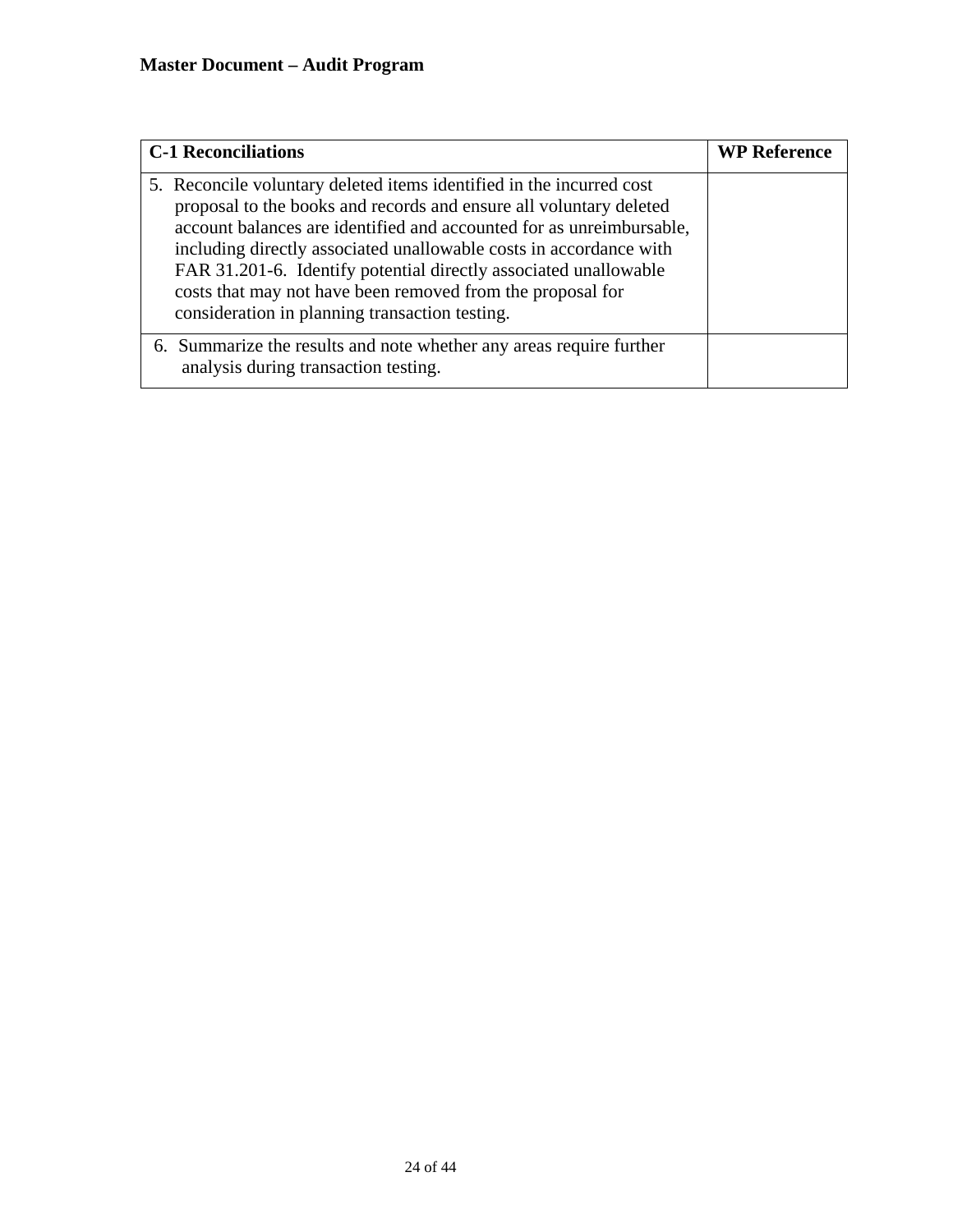| C-1 Reconciliations | WP Reference |
|---|---|
| 5. Reconcile voluntary deleted items identified in the incurred cost proposal to the books and records and ensure all voluntary deleted account balances are identified and accounted for as unreimbursable, including directly associated unallowable costs in accordance with FAR 31.201-6. Identify potential directly associated unallowable costs that may not have been removed from the proposal for consideration in planning transaction testing. | |
| 6. Summarize the results and note whether any areas require further analysis during transaction testing. | |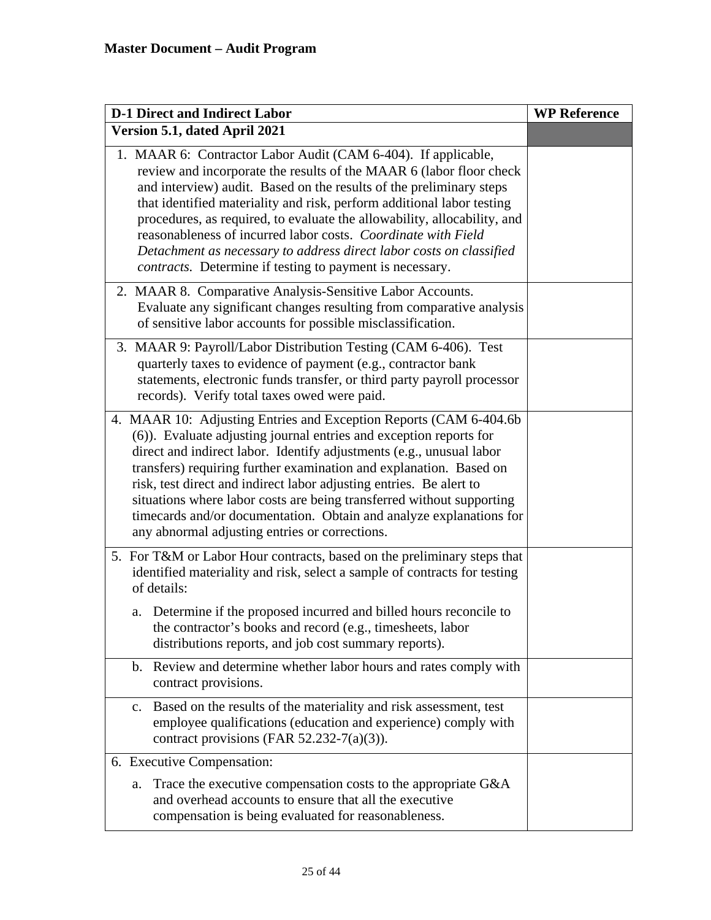**Master Document – Audit Program**

| D-1 Direct and Indirect Labor | WP Reference |
|---|---|
| **Version 5.1, dated April 2021** | |
| 1. MAAR 6: Contractor Labor Audit (CAM 6-404). If applicable, review and incorporate the results of the MAAR 6 (labor floor check and interview) audit. Based on the results of the preliminary steps that identified materiality and risk, perform additional labor testing procedures, as required, to evaluate the allowability, allocability, and reasonableness of incurred labor costs. *Coordinate with Field Detachment as necessary to address direct labor costs on classified contracts.* Determine if testing to payment is necessary. | |
| 2. MAAR 8. Comparative Analysis-Sensitive Labor Accounts. Evaluate any significant changes resulting from comparative analysis of sensitive labor accounts for possible misclassification. | |
| 3. MAAR 9: Payroll/Labor Distribution Testing (CAM 6-406). Test quarterly taxes to evidence of payment (e.g., contractor bank statements, electronic funds transfer, or third party payroll processor records). Verify total taxes owed were paid. | |
| 4. MAAR 10: Adjusting Entries and Exception Reports (CAM 6-404.6b (6)). Evaluate adjusting journal entries and exception reports for direct and indirect labor. Identify adjustments (e.g., unusual labor transfers) requiring further examination and explanation. Based on risk, test direct and indirect labor adjusting entries. Be alert to situations where labor costs are being transferred without supporting timecards and/or documentation. Obtain and analyze explanations for any abnormal adjusting entries or corrections. | |
| 5. For T&M or Labor Hour contracts, based on the preliminary steps that identified materiality and risk, select a sample of contracts for testing of details:<br><br>a. Determine if the proposed incurred and billed hours reconcile to the contractor's books and record (e.g., timesheets, labor distributions reports, and job cost summary reports). | |
| b. Review and determine whether labor hours and rates comply with contract provisions. | |
| c. Based on the results of the materiality and risk assessment, test employee qualifications (education and experience) comply with contract provisions (FAR 52.232-7(a)(3)). | |
| 6. Executive Compensation:<br><br>a. Trace the executive compensation costs to the appropriate G&A and overhead accounts to ensure that all the executive compensation is being evaluated for reasonableness. | |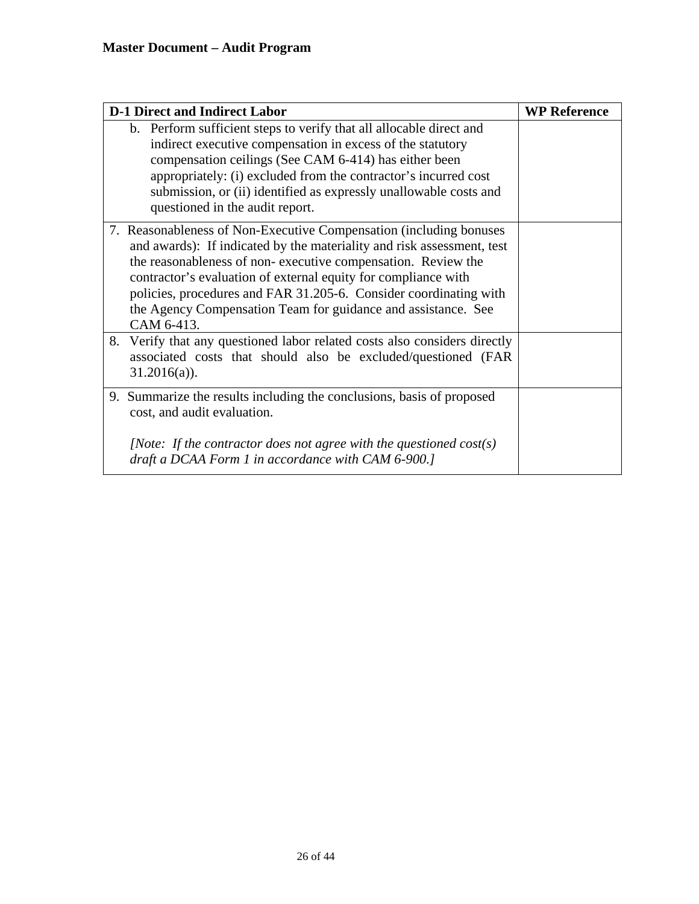**Master Document – Audit Program**

| D-1 Direct and Indirect Labor | WP Reference |
|---|---|
| b. Perform sufficient steps to verify that all allocable direct and indirect executive compensation in excess of the statutory compensation ceilings (See CAM 6-414) has either been appropriately: (i) excluded from the contractor's incurred cost submission, or (ii) identified as expressly unallowable costs and questioned in the audit report. | |
| 7. Reasonableness of Non-Executive Compensation (including bonuses and awards): If indicated by the materiality and risk assessment, test the reasonableness of non- executive compensation. Review the contractor's evaluation of external equity for compliance with policies, procedures and FAR 31.205-6. Consider coordinating with the Agency Compensation Team for guidance and assistance. See CAM 6-413. | |
| 8. Verify that any questioned labor related costs also considers directly associated costs that should also be excluded/questioned (FAR 31.2016(a)). | |
| 9. Summarize the results including the conclusions, basis of proposed cost, and audit evaluation.<br><br>*[Note: If the contractor does not agree with the questioned cost(s) draft a DCAA Form 1 in accordance with CAM 6-900.]* | |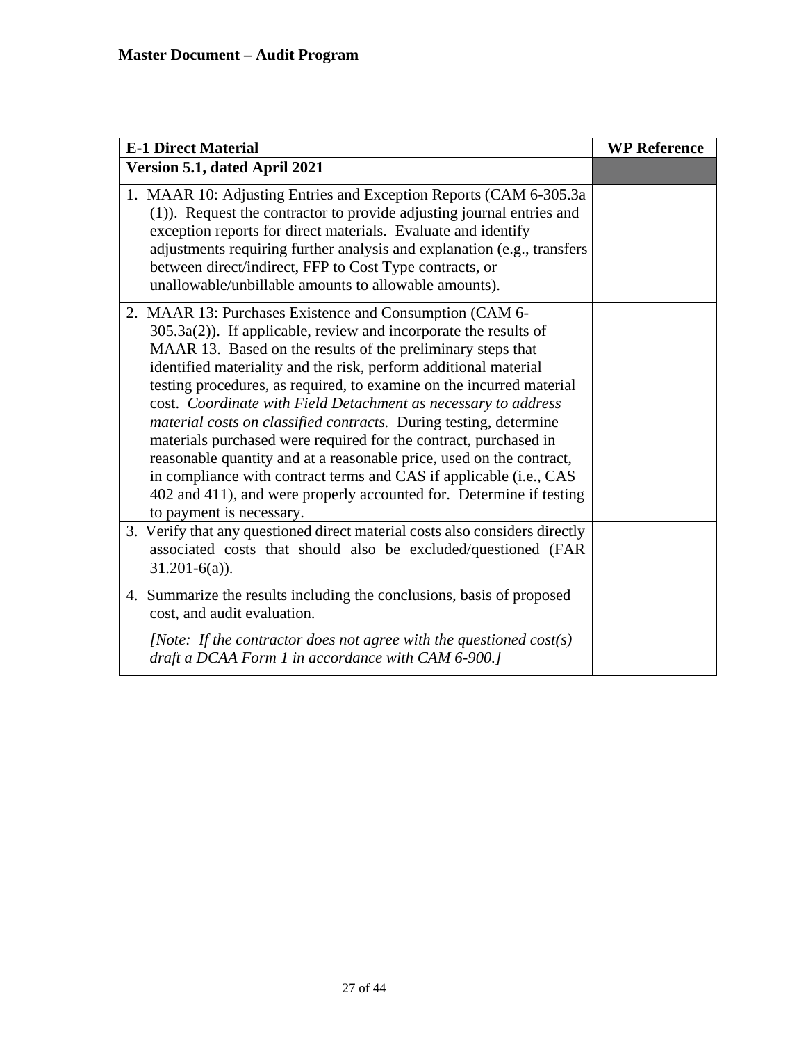**Master Document – Audit Program**

| **E-1 Direct Material** | **WP Reference** |
|---|---|
| **Version 5.1, dated April 2021** | |
| 1. MAAR 10: Adjusting Entries and Exception Reports (CAM 6-305.3a (1)). Request the contractor to provide adjusting journal entries and exception reports for direct materials. Evaluate and identify adjustments requiring further analysis and explanation (e.g., transfers between direct/indirect, FFP to Cost Type contracts, or unallowable/unbillable amounts to allowable amounts). | |
| 2. MAAR 13: Purchases Existence and Consumption (CAM 6-305.3a(2)). If applicable, review and incorporate the results of MAAR 13. Based on the results of the preliminary steps that identified materiality and the risk, perform additional material testing procedures, as required, to examine on the incurred material cost. *Coordinate with Field Detachment as necessary to address material costs on classified contracts.* During testing, determine materials purchased were required for the contract, purchased in reasonable quantity and at a reasonable price, used on the contract, in compliance with contract terms and CAS if applicable (i.e., CAS 402 and 411), and were properly accounted for. Determine if testing to payment is necessary. | |
| 3. Verify that any questioned direct material costs also considers directly associated costs that should also be excluded/questioned (FAR 31.201-6(a)). | |
| 4. Summarize the results including the conclusions, basis of proposed cost, and audit evaluation.<br><br>*[Note: If the contractor does not agree with the questioned cost(s) draft a DCAA Form 1 in accordance with CAM 6-900.]* | |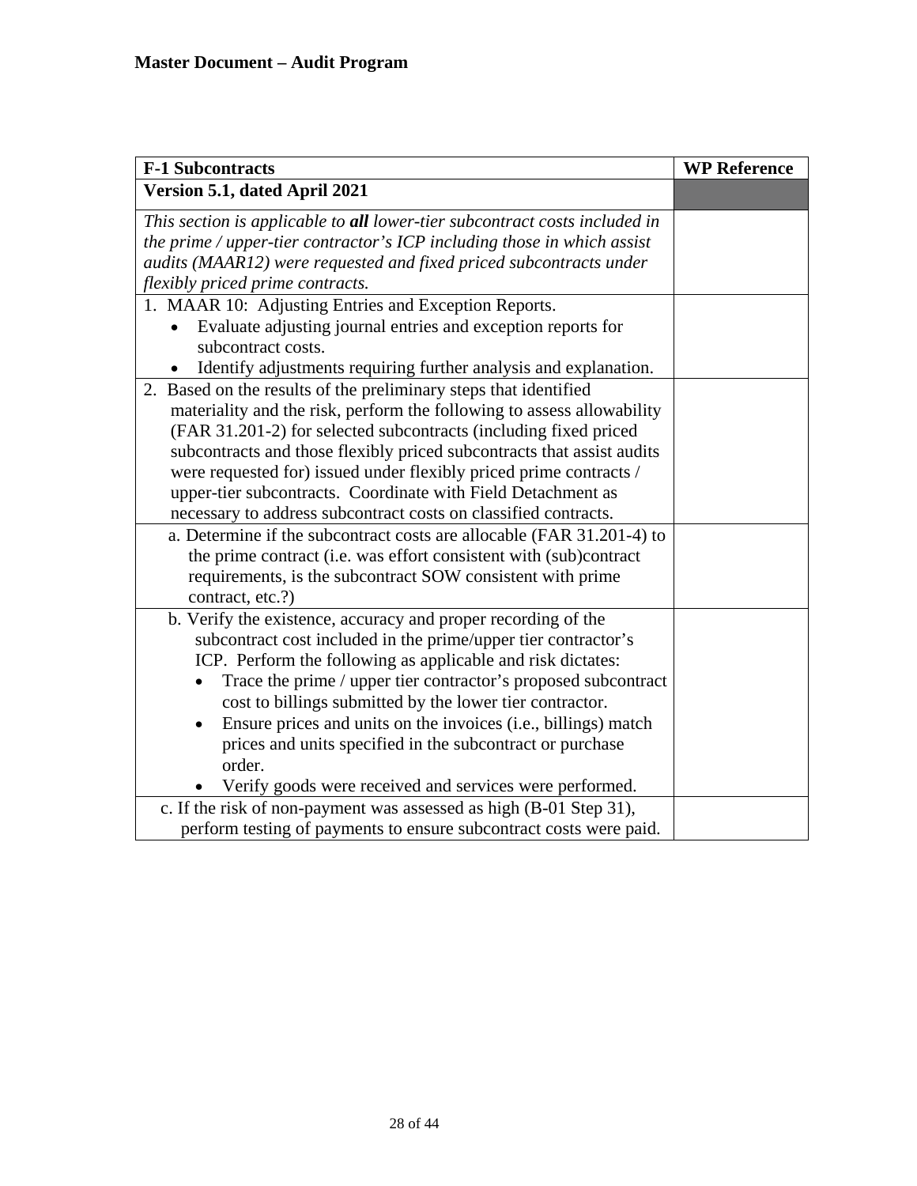**Master Document – Audit Program**

| **F-1 Subcontracts** | **WP Reference** |
|---|---|
| **Version 5.1, dated April 2021** | |
| *This section is applicable to **all** lower-tier subcontract costs included in the prime / upper-tier contractor's ICP including those in which assist audits (MAAR12) were requested and fixed priced subcontracts under flexibly priced prime contracts.* | |
| 1. MAAR 10: Adjusting Entries and Exception Reports.<br>• Evaluate adjusting journal entries and exception reports for subcontract costs.<br>• Identify adjustments requiring further analysis and explanation. | |
| 2. Based on the results of the preliminary steps that identified materiality and the risk, perform the following to assess allowability (FAR 31.201-2) for selected subcontracts (including fixed priced subcontracts and those flexibly priced subcontracts that assist audits were requested for) issued under flexibly priced prime contracts / upper-tier subcontracts. Coordinate with Field Detachment as necessary to address subcontract costs on classified contracts. | |
| a. Determine if the subcontract costs are allocable (FAR 31.201-4) to the prime contract (i.e. was effort consistent with (sub)contract requirements, is the subcontract SOW consistent with prime contract, etc.?) | |
| b. Verify the existence, accuracy and proper recording of the subcontract cost included in the prime/upper tier contractor's ICP. Perform the following as applicable and risk dictates:<br>• Trace the prime / upper tier contractor's proposed subcontract cost to billings submitted by the lower tier contractor.<br>• Ensure prices and units on the invoices (i.e., billings) match prices and units specified in the subcontract or purchase order.<br>• Verify goods were received and services were performed. | |
| c. If the risk of non-payment was assessed as high (B-01 Step 31), perform testing of payments to ensure subcontract costs were paid. | |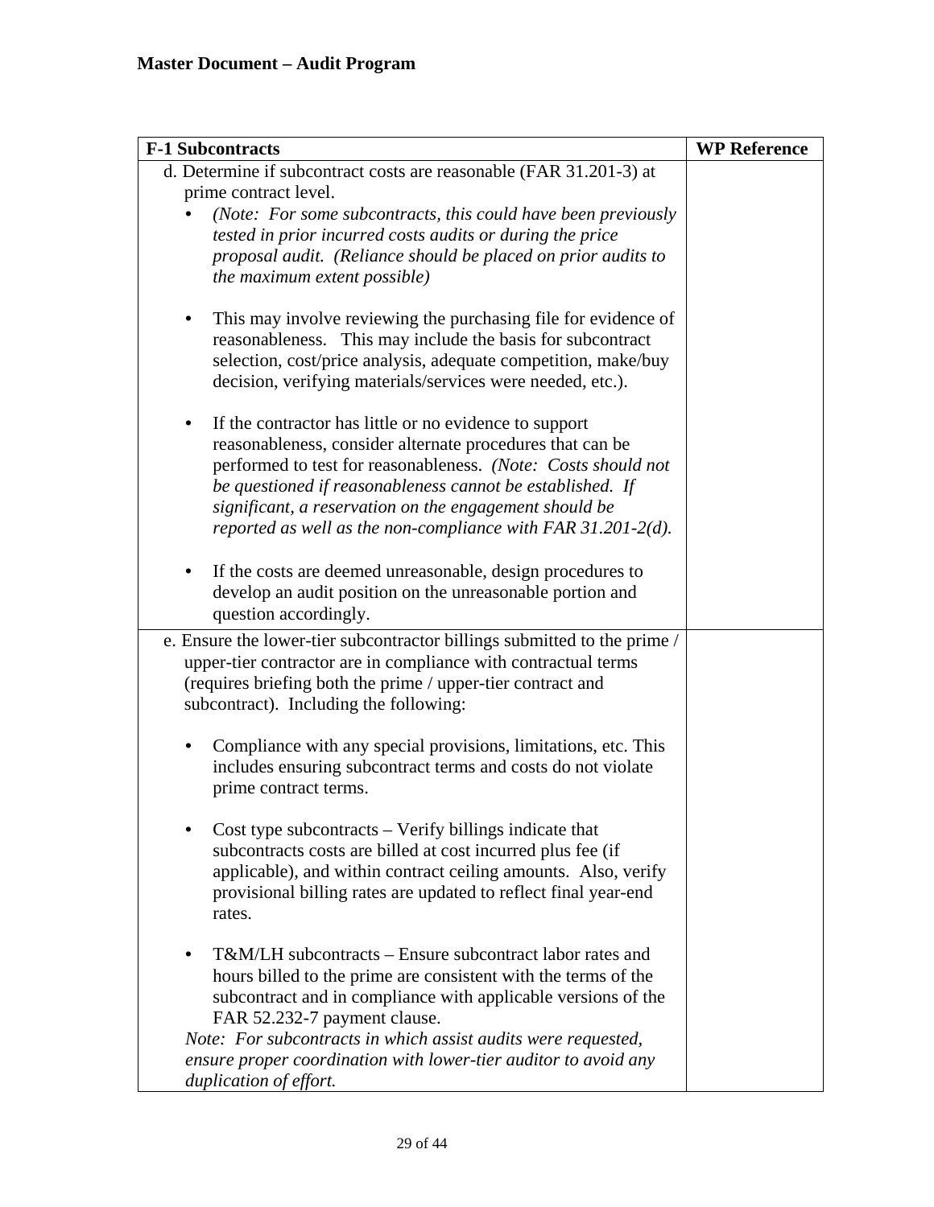## Master Document – Audit Program

| F-1 Subcontracts | WP Reference |
|---|---|
| d. Determine if subcontract costs are reasonable (FAR 31.201-3) at prime contract level.<br>• *(Note: For some subcontracts, this could have been previously tested in prior incurred costs audits or during the price proposal audit. (Reliance should be placed on prior audits to the maximum extent possible)*<br><br>• This may involve reviewing the purchasing file for evidence of reasonableness. This may include the basis for subcontract selection, cost/price analysis, adequate competition, make/buy decision, verifying materials/services were needed, etc.).<br><br>• If the contractor has little or no evidence to support reasonableness, consider alternate procedures that can be performed to test for reasonableness. *(Note: Costs should not be questioned if reasonableness cannot be established. If significant, a reservation on the engagement should be reported as well as the non-compliance with FAR 31.201-2(d).*<br><br>• If the costs are deemed unreasonable, design procedures to develop an audit position on the unreasonable portion and question accordingly. | |
| e. Ensure the lower-tier subcontractor billings submitted to the prime / upper-tier contractor are in compliance with contractual terms (requires briefing both the prime / upper-tier contract and subcontract). Including the following:<br><br>• Compliance with any special provisions, limitations, etc. This includes ensuring subcontract terms and costs do not violate prime contract terms.<br><br>• Cost type subcontracts – Verify billings indicate that subcontracts costs are billed at cost incurred plus fee (if applicable), and within contract ceiling amounts. Also, verify provisional billing rates are updated to reflect final year-end rates.<br><br>• T&M/LH subcontracts – Ensure subcontract labor rates and hours billed to the prime are consistent with the terms of the subcontract and in compliance with applicable versions of the FAR 52.232-7 payment clause.<br>*Note: For subcontracts in which assist audits were requested, ensure proper coordination with lower-tier auditor to avoid any duplication of effort.* | |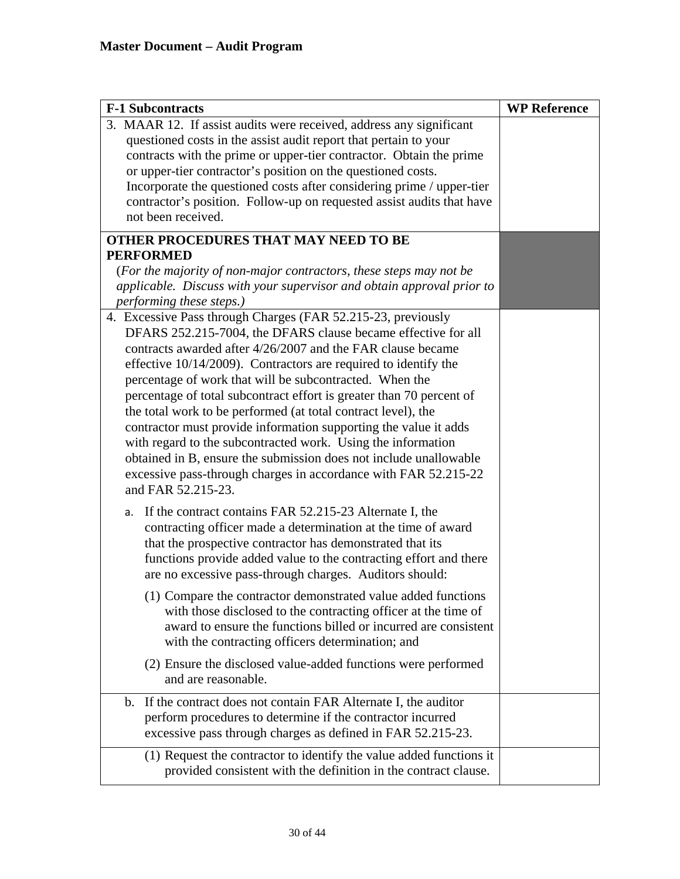**Master Document – Audit Program**

| F-1 Subcontracts | WP Reference |
|---|---|
| 3. MAAR 12. If assist audits were received, address any significant questioned costs in the assist audit report that pertain to your contracts with the prime or upper-tier contractor. Obtain the prime or upper-tier contractor's position on the questioned costs. Incorporate the questioned costs after considering prime / upper-tier contractor's position. Follow-up on requested assist audits that have not been received. | |
| **OTHER PROCEDURES THAT MAY NEED TO BE PERFORMED** (*For the majority of non-major contractors, these steps may not be applicable. Discuss with your supervisor and obtain approval prior to performing these steps.)* | |
| 4. Excessive Pass through Charges (FAR 52.215-23, previously DFARS 252.215-7004, the DFARS clause became effective for all contracts awarded after 4/26/2007 and the FAR clause became effective 10/14/2009). Contractors are required to identify the percentage of work that will be subcontracted. When the percentage of total subcontract effort is greater than 70 percent of the total work to be performed (at total contract level), the contractor must provide information supporting the value it adds with regard to the subcontracted work. Using the information obtained in B, ensure the submission does not include unallowable excessive pass-through charges in accordance with FAR 52.215-22 and FAR 52.215-23.<br><br>a. If the contract contains FAR 52.215-23 Alternate I, the contracting officer made a determination at the time of award that the prospective contractor has demonstrated that its functions provide added value to the contracting effort and there are no excessive pass-through charges. Auditors should:<br><br>(1) Compare the contractor demonstrated value added functions with those disclosed to the contracting officer at the time of award to ensure the functions billed or incurred are consistent with the contracting officers determination; and<br><br>(2) Ensure the disclosed value-added functions were performed and are reasonable. | |
| b. If the contract does not contain FAR Alternate I, the auditor perform procedures to determine if the contractor incurred excessive pass through charges as defined in FAR 52.215-23. | |
| (1) Request the contractor to identify the value added functions it provided consistent with the definition in the contract clause. | |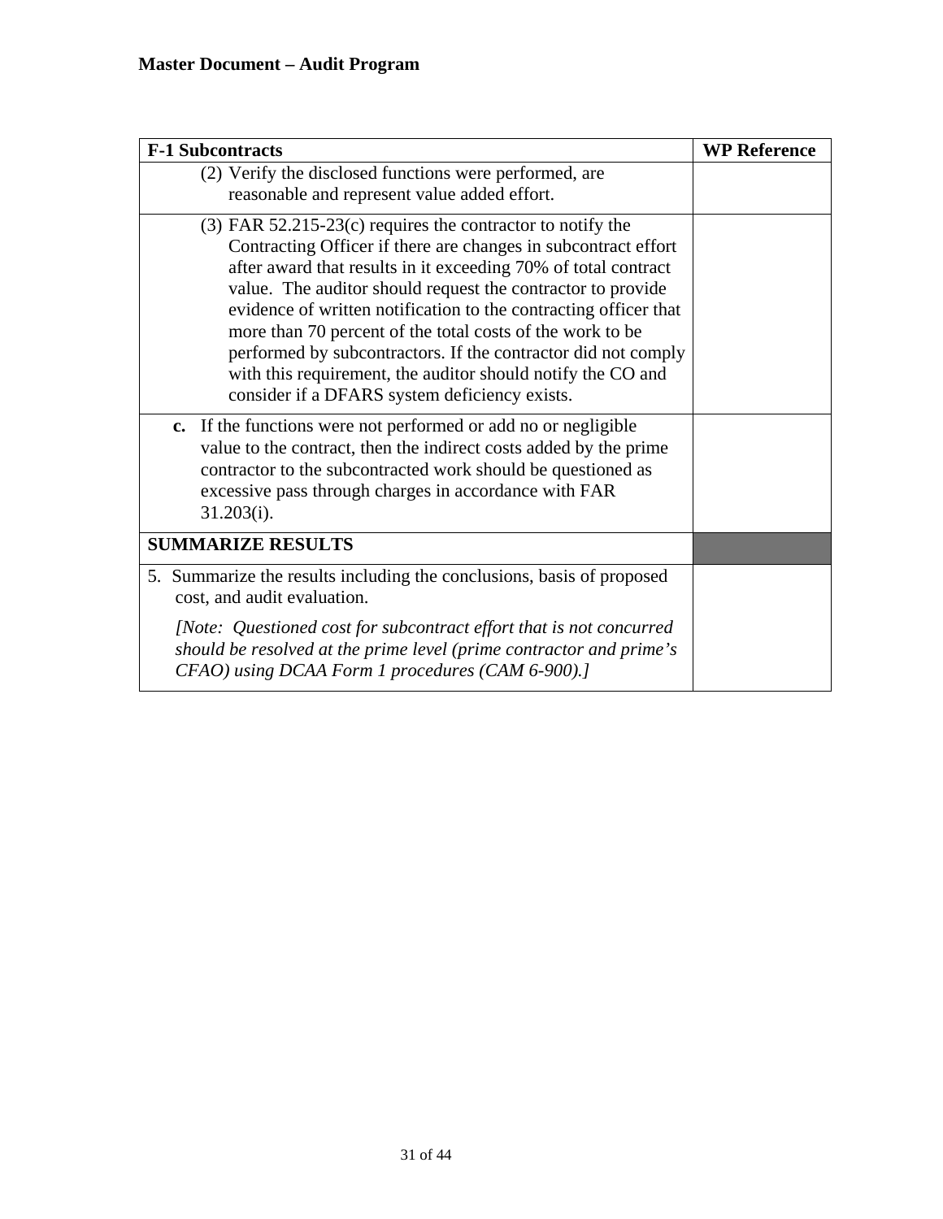**Master Document – Audit Program**

| F-1 Subcontracts | WP Reference |
|---|---|
| (2) Verify the disclosed functions were performed, are reasonable and represent value added effort. | |
| (3) FAR 52.215-23(c) requires the contractor to notify the Contracting Officer if there are changes in subcontract effort after award that results in it exceeding 70% of total contract value.  The auditor should request the contractor to provide evidence of written notification to the contracting officer that more than 70 percent of the total costs of the work to be performed by subcontractors. If the contractor did not comply with this requirement, the auditor should notify the CO and consider if a DFARS system deficiency exists. | |
| **c.** If the functions were not performed or add no or negligible value to the contract, then the indirect costs added by the prime contractor to the subcontracted work should be questioned as excessive pass through charges in accordance with FAR 31.203(i). | |
| **SUMMARIZE RESULTS** | |
| 5. Summarize the results including the conclusions, basis of proposed cost, and audit evaluation.<br><br>*[Note:  Questioned cost for subcontract effort that is not concurred should be resolved at the prime level (prime contractor and prime's CFAO) using DCAA Form 1 procedures (CAM 6-900).]* | |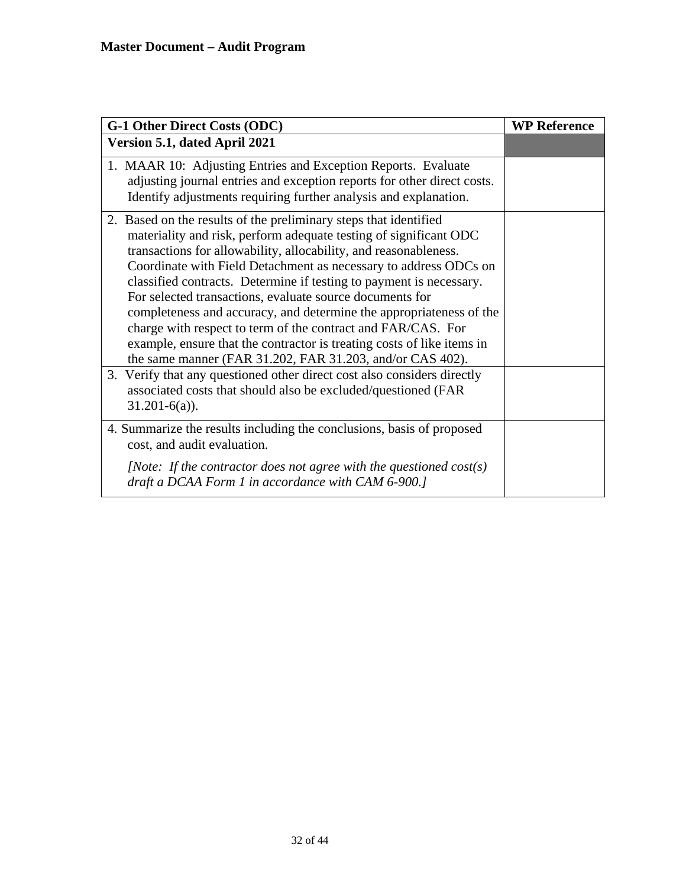**Master Document – Audit Program**

| **G-1 Other Direct Costs (ODC)** | **WP Reference** |
|---|---|
| **Version 5.1, dated April 2021** | |
| 1. MAAR 10: Adjusting Entries and Exception Reports. Evaluate adjusting journal entries and exception reports for other direct costs. Identify adjustments requiring further analysis and explanation. | |
| 2. Based on the results of the preliminary steps that identified materiality and risk, perform adequate testing of significant ODC transactions for allowability, allocability, and reasonableness. Coordinate with Field Detachment as necessary to address ODCs on classified contracts. Determine if testing to payment is necessary. For selected transactions, evaluate source documents for completeness and accuracy, and determine the appropriateness of the charge with respect to term of the contract and FAR/CAS. For example, ensure that the contractor is treating costs of like items in the same manner (FAR 31.202, FAR 31.203, and/or CAS 402). | |
| 3. Verify that any questioned other direct cost also considers directly associated costs that should also be excluded/questioned (FAR 31.201-6(a)). | |
| 4. Summarize the results including the conclusions, basis of proposed cost, and audit evaluation. *[Note: If the contractor does not agree with the questioned cost(s) draft a DCAA Form 1 in accordance with CAM 6-900.]* | |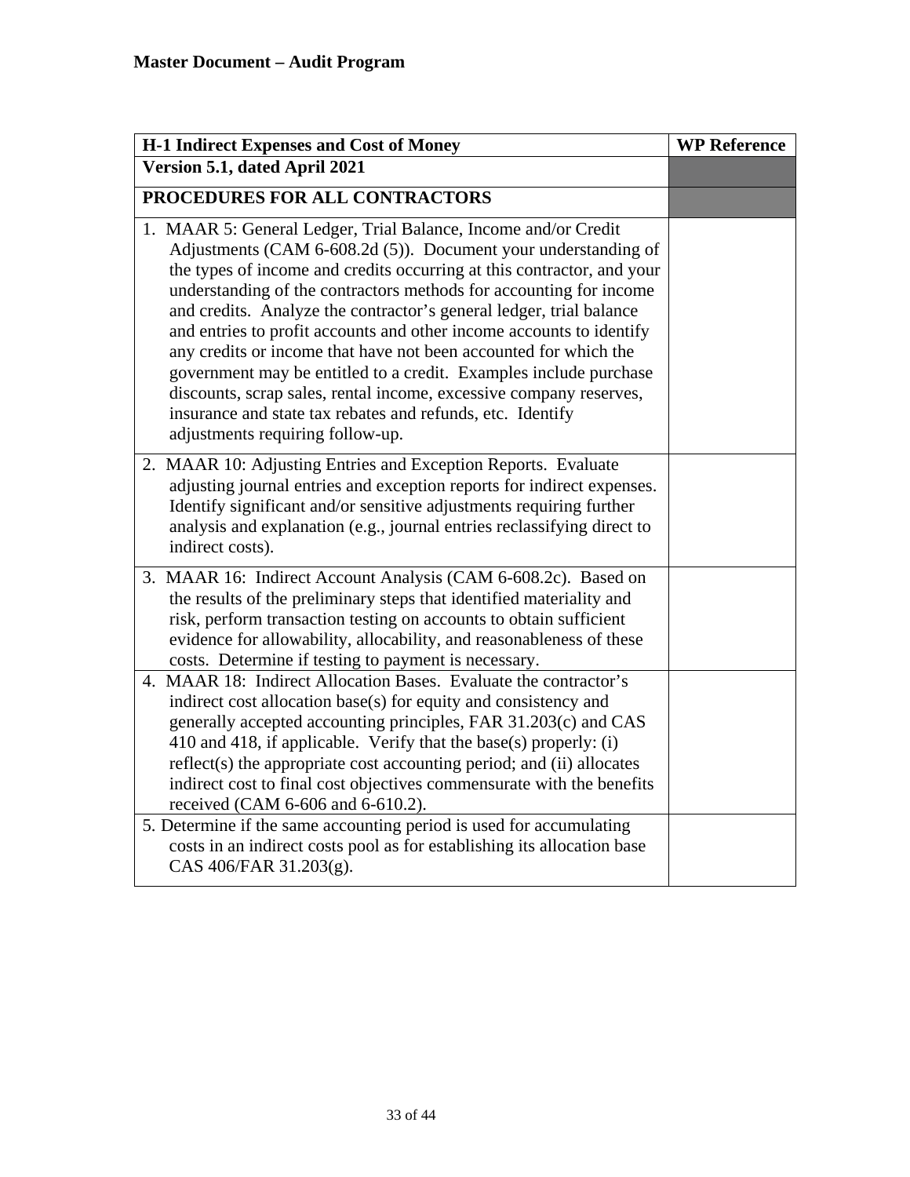**Master Document – Audit Program**

| H-1 Indirect Expenses and Cost of Money | WP Reference |
|---|---|
| **Version 5.1, dated April 2021** | |
| **PROCEDURES FOR ALL CONTRACTORS** | |
| 1. MAAR 5: General Ledger, Trial Balance, Income and/or Credit Adjustments (CAM 6-608.2d (5)). Document your understanding of the types of income and credits occurring at this contractor, and your understanding of the contractors methods for accounting for income and credits. Analyze the contractor's general ledger, trial balance and entries to profit accounts and other income accounts to identify any credits or income that have not been accounted for which the government may be entitled to a credit. Examples include purchase discounts, scrap sales, rental income, excessive company reserves, insurance and state tax rebates and refunds, etc. Identify adjustments requiring follow-up. | |
| 2. MAAR 10: Adjusting Entries and Exception Reports. Evaluate adjusting journal entries and exception reports for indirect expenses. Identify significant and/or sensitive adjustments requiring further analysis and explanation (e.g., journal entries reclassifying direct to indirect costs). | |
| 3. MAAR 16: Indirect Account Analysis (CAM 6-608.2c). Based on the results of the preliminary steps that identified materiality and risk, perform transaction testing on accounts to obtain sufficient evidence for allowability, allocability, and reasonableness of these costs. Determine if testing to payment is necessary. | |
| 4. MAAR 18: Indirect Allocation Bases. Evaluate the contractor's indirect cost allocation base(s) for equity and consistency and generally accepted accounting principles, FAR 31.203(c) and CAS 410 and 418, if applicable. Verify that the base(s) properly: (i) reflect(s) the appropriate cost accounting period; and (ii) allocates indirect cost to final cost objectives commensurate with the benefits received (CAM 6-606 and 6-610.2). | |
| 5. Determine if the same accounting period is used for accumulating costs in an indirect costs pool as for establishing its allocation base CAS 406/FAR 31.203(g). | |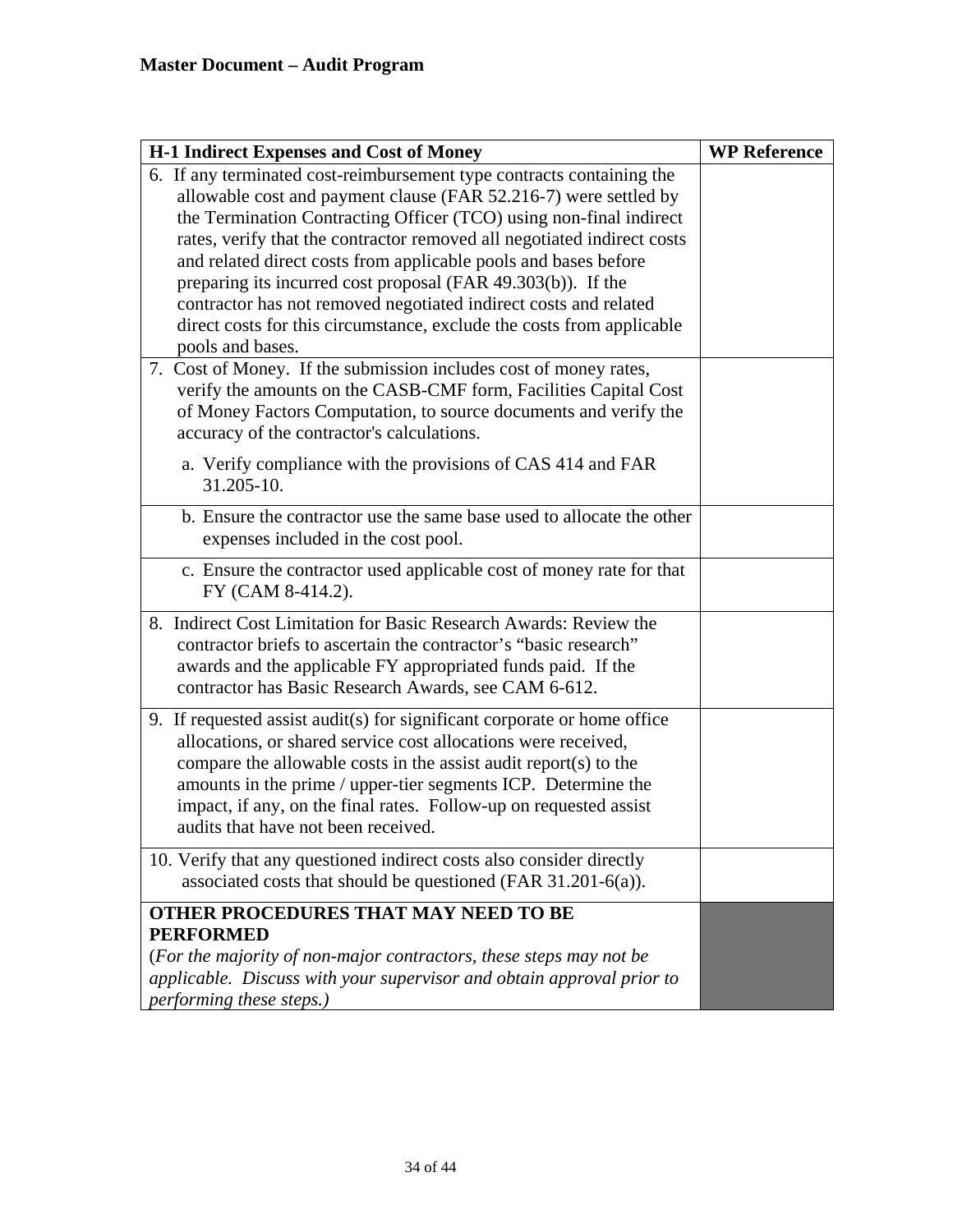**Master Document – Audit Program**

| H-1 Indirect Expenses and Cost of Money | WP Reference |
|---|---|
| 6. If any terminated cost-reimbursement type contracts containing the allowable cost and payment clause (FAR 52.216-7) were settled by the Termination Contracting Officer (TCO) using non-final indirect rates, verify that the contractor removed all negotiated indirect costs and related direct costs from applicable pools and bases before preparing its incurred cost proposal (FAR 49.303(b)). If the contractor has not removed negotiated indirect costs and related direct costs for this circumstance, exclude the costs from applicable pools and bases. | |
| 7. Cost of Money. If the submission includes cost of money rates, verify the amounts on the CASB-CMF form, Facilities Capital Cost of Money Factors Computation, to source documents and verify the accuracy of the contractor's calculations.<br><br>a. Verify compliance with the provisions of CAS 414 and FAR 31.205-10. | |
| b. Ensure the contractor use the same base used to allocate the other expenses included in the cost pool. | |
| c. Ensure the contractor used applicable cost of money rate for that FY (CAM 8-414.2). | |
| 8. Indirect Cost Limitation for Basic Research Awards: Review the contractor briefs to ascertain the contractor's "basic research" awards and the applicable FY appropriated funds paid. If the contractor has Basic Research Awards, see CAM 6-612. | |
| 9. If requested assist audit(s) for significant corporate or home office allocations, or shared service cost allocations were received, compare the allowable costs in the assist audit report(s) to the amounts in the prime / upper-tier segments ICP. Determine the impact, if any, on the final rates. Follow-up on requested assist audits that have not been received. | |
| 10. Verify that any questioned indirect costs also consider directly associated costs that should be questioned (FAR 31.201-6(a)). | |
| **OTHER PROCEDURES THAT MAY NEED TO BE PERFORMED**<br>(*For the majority of non-major contractors, these steps may not be applicable. Discuss with your supervisor and obtain approval prior to performing these steps.)* | |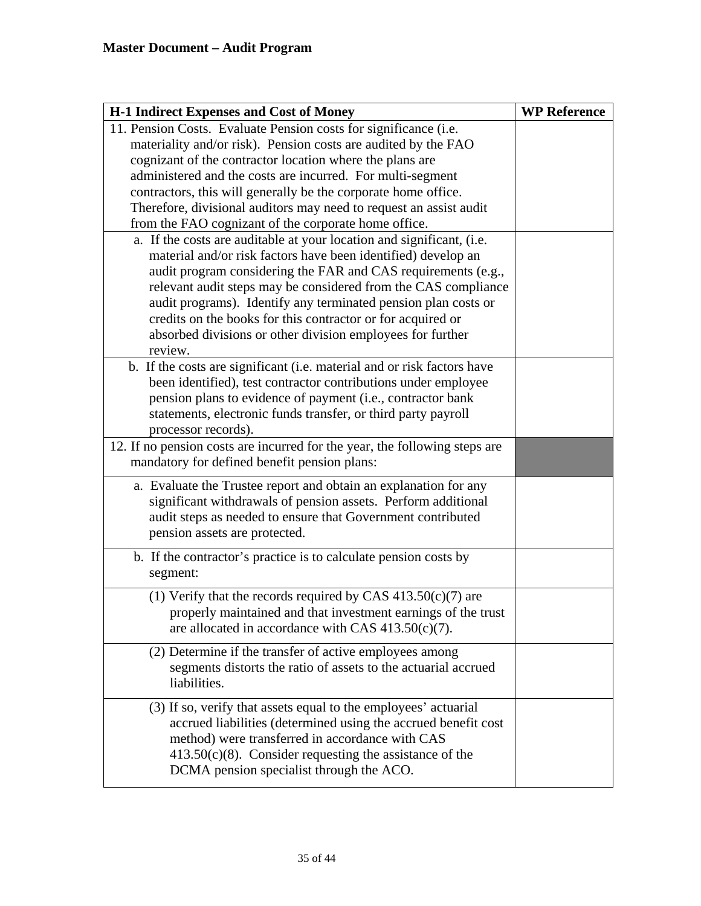**Master Document – Audit Program**

| H-1 Indirect Expenses and Cost of Money | WP Reference |
|---|---|
| 11. Pension Costs. Evaluate Pension costs for significance (i.e. materiality and/or risk). Pension costs are audited by the FAO cognizant of the contractor location where the plans are administered and the costs are incurred. For multi-segment contractors, this will generally be the corporate home office. Therefore, divisional auditors may need to request an assist audit from the FAO cognizant of the corporate home office. | |
| a. If the costs are auditable at your location and significant, (i.e. material and/or risk factors have been identified) develop an audit program considering the FAR and CAS requirements (e.g., relevant audit steps may be considered from the CAS compliance audit programs). Identify any terminated pension plan costs or credits on the books for this contractor or for acquired or absorbed divisions or other division employees for further review. | |
| b. If the costs are significant (i.e. material and or risk factors have been identified), test contractor contributions under employee pension plans to evidence of payment (i.e., contractor bank statements, electronic funds transfer, or third party payroll processor records). | |
| 12. If no pension costs are incurred for the year, the following steps are mandatory for defined benefit pension plans: | |
| a. Evaluate the Trustee report and obtain an explanation for any significant withdrawals of pension assets. Perform additional audit steps as needed to ensure that Government contributed pension assets are protected. | |
| b. If the contractor's practice is to calculate pension costs by segment: | |
| (1) Verify that the records required by CAS 413.50(c)(7) are properly maintained and that investment earnings of the trust are allocated in accordance with CAS 413.50(c)(7). | |
| (2) Determine if the transfer of active employees among segments distorts the ratio of assets to the actuarial accrued liabilities. | |
| (3) If so, verify that assets equal to the employees' actuarial accrued liabilities (determined using the accrued benefit cost method) were transferred in accordance with CAS 413.50(c)(8). Consider requesting the assistance of the DCMA pension specialist through the ACO. | |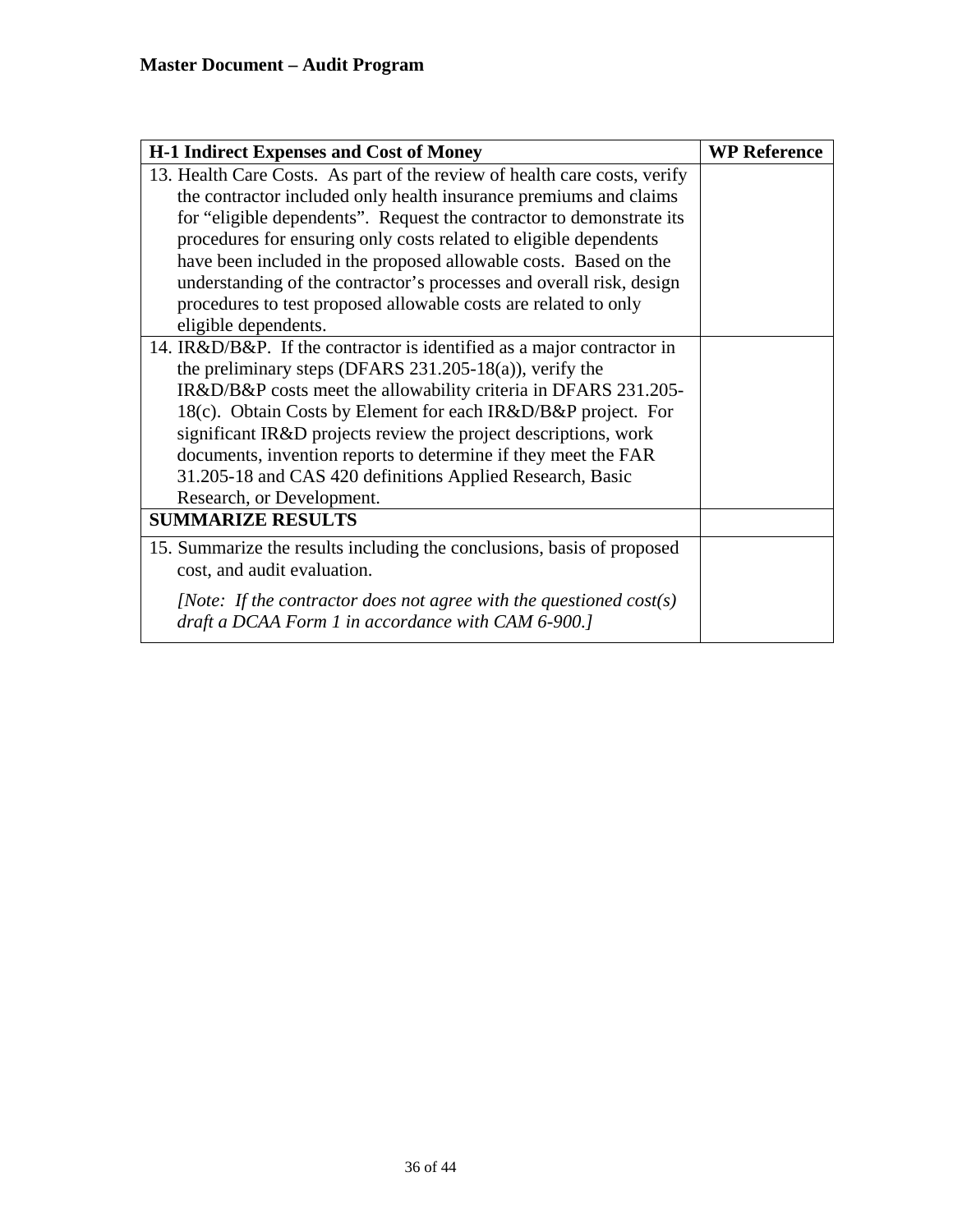**Master Document – Audit Program**

| H-1 Indirect Expenses and Cost of Money | WP Reference |
|---|---|
| 13. Health Care Costs. As part of the review of health care costs, verify the contractor included only health insurance premiums and claims for "eligible dependents". Request the contractor to demonstrate its procedures for ensuring only costs related to eligible dependents have been included in the proposed allowable costs. Based on the understanding of the contractor's processes and overall risk, design procedures to test proposed allowable costs are related to only eligible dependents. | |
| 14. IR&D/B&P. If the contractor is identified as a major contractor in the preliminary steps (DFARS 231.205-18(a)), verify the IR&D/B&P costs meet the allowability criteria in DFARS 231.205-18(c). Obtain Costs by Element for each IR&D/B&P project. For significant IR&D projects review the project descriptions, work documents, invention reports to determine if they meet the FAR 31.205-18 and CAS 420 definitions Applied Research, Basic Research, or Development. | |
| **SUMMARIZE RESULTS** | |
| 15. Summarize the results including the conclusions, basis of proposed cost, and audit evaluation. *[Note: If the contractor does not agree with the questioned cost(s) draft a DCAA Form 1 in accordance with CAM 6-900.]* | |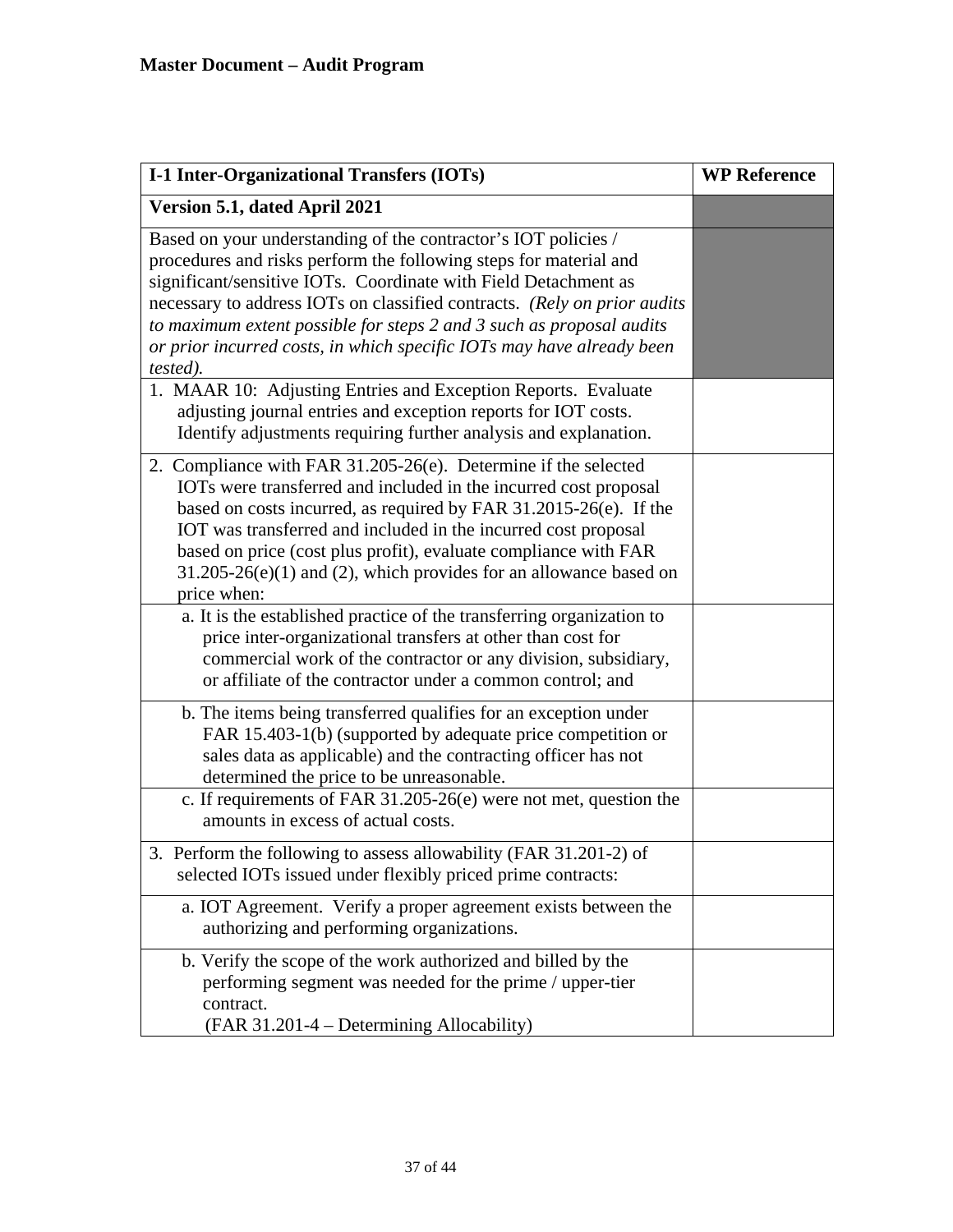**Master Document – Audit Program**

| I-1 Inter-Organizational Transfers (IOTs) | WP Reference |
|---|---|
| **Version 5.1, dated April 2021** | |
| Based on your understanding of the contractor's IOT policies / procedures and risks perform the following steps for material and significant/sensitive IOTs. Coordinate with Field Detachment as necessary to address IOTs on classified contracts. *(Rely on prior audits to maximum extent possible for steps 2 and 3 such as proposal audits or prior incurred costs, in which specific IOTs may have already been tested).* | |
| 1. MAAR 10: Adjusting Entries and Exception Reports. Evaluate adjusting journal entries and exception reports for IOT costs. Identify adjustments requiring further analysis and explanation. | |
| 2. Compliance with FAR 31.205-26(e). Determine if the selected IOTs were transferred and included in the incurred cost proposal based on costs incurred, as required by FAR 31.2015-26(e). If the IOT was transferred and included in the incurred cost proposal based on price (cost plus profit), evaluate compliance with FAR 31.205-26(e)(1) and (2), which provides for an allowance based on price when: | |
| a. It is the established practice of the transferring organization to price inter-organizational transfers at other than cost for commercial work of the contractor or any division, subsidiary, or affiliate of the contractor under a common control; and | |
| b. The items being transferred qualifies for an exception under FAR 15.403-1(b) (supported by adequate price competition or sales data as applicable) and the contracting officer has not determined the price to be unreasonable. | |
| c. If requirements of FAR 31.205-26(e) were not met, question the amounts in excess of actual costs. | |
| 3. Perform the following to assess allowability (FAR 31.201-2) of selected IOTs issued under flexibly priced prime contracts: | |
| a. IOT Agreement. Verify a proper agreement exists between the authorizing and performing organizations. | |
| b. Verify the scope of the work authorized and billed by the performing segment was needed for the prime / upper-tier contract. (FAR 31.201-4 – Determining Allocability) | |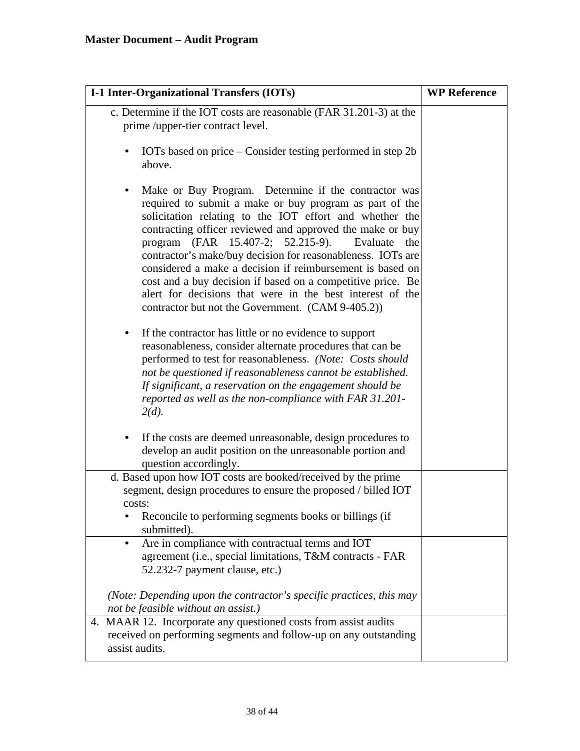**Master Document – Audit Program**

| I-1 Inter-Organizational Transfers (IOTs) | WP Reference |
|---|---|
| c. Determine if the IOT costs are reasonable (FAR 31.201-3) at the prime /upper-tier contract level.<br><br>• IOTs based on price – Consider testing performed in step 2b above.<br><br>• Make or Buy Program. Determine if the contractor was required to submit a make or buy program as part of the solicitation relating to the IOT effort and whether the contracting officer reviewed and approved the make or buy program (FAR 15.407-2; 52.215-9). Evaluate the contractor's make/buy decision for reasonableness. IOTs are considered a make a decision if reimbursement is based on cost and a buy decision if based on a competitive price. Be alert for decisions that were in the best interest of the contractor but not the Government. (CAM 9-405.2))<br><br>• If the contractor has little or no evidence to support reasonableness, consider alternate procedures that can be performed to test for reasonableness. *(Note: Costs should not be questioned if reasonableness cannot be established. If significant, a reservation on the engagement should be reported as well as the non-compliance with FAR 31.201-2(d).*<br><br>• If the costs are deemed unreasonable, design procedures to develop an audit position on the unreasonable portion and question accordingly. | |
| d. Based upon how IOT costs are booked/received by the prime segment, design procedures to ensure the proposed / billed IOT costs:<br>• Reconcile to performing segments books or billings (if submitted). | |
| • Are in compliance with contractual terms and IOT agreement (i.e., special limitations, T&M contracts - FAR 52.232-7 payment clause, etc.)<br><br>*(Note: Depending upon the contractor's specific practices, this may not be feasible without an assist.)* | |
| 4. MAAR 12. Incorporate any questioned costs from assist audits received on performing segments and follow-up on any outstanding assist audits. | |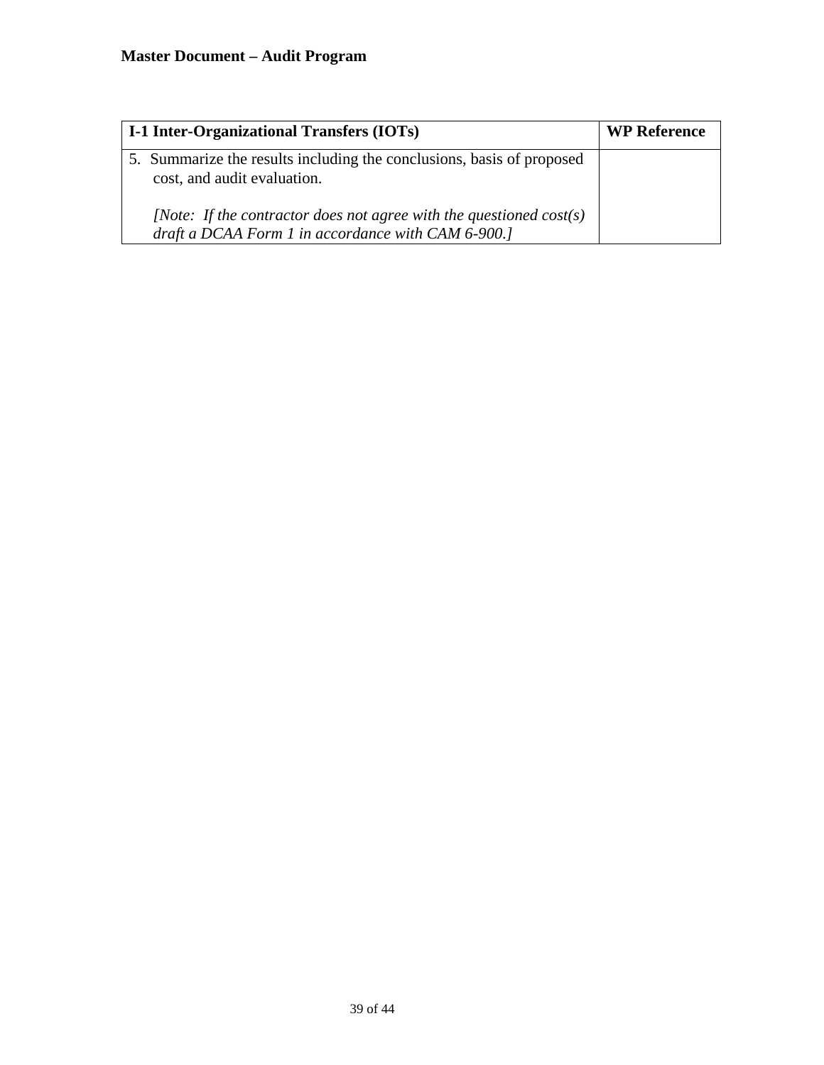| **I-1 Inter-Organizational Transfers (IOTs)** | **WP Reference** |
|---|---|
| 5. Summarize the results including the conclusions, basis of proposed cost, and audit evaluation.<br><br>*[Note: If the contractor does not agree with the questioned cost(s) draft a DCAA Form 1 in accordance with CAM 6-900.]* | |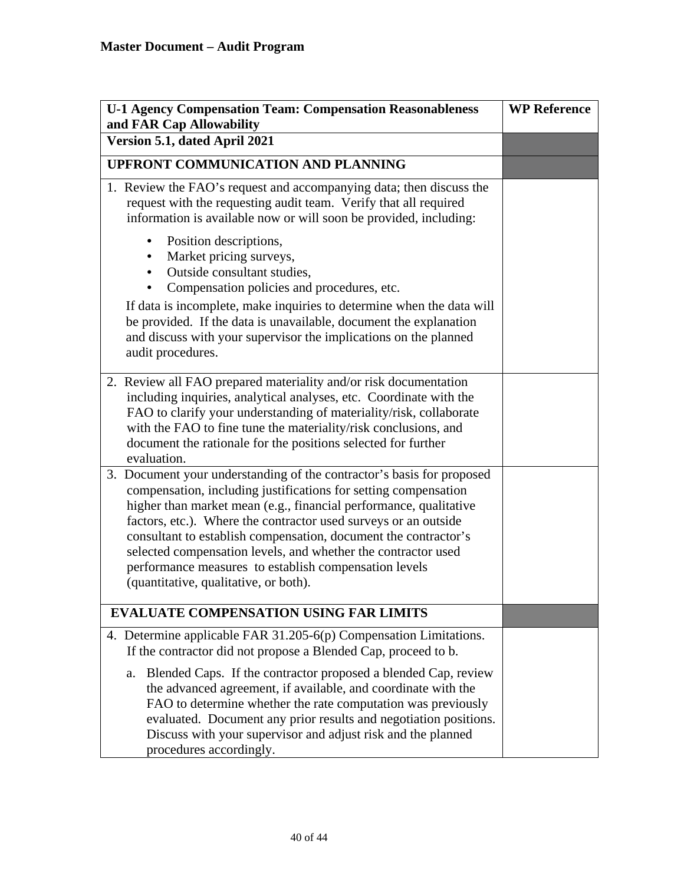**Master Document – Audit Program**

| U-1 Agency Compensation Team: Compensation Reasonableness and FAR Cap Allowability | WP Reference |
|---|---|
| **Version 5.1, dated April 2021** | |
| **UPFRONT COMMUNICATION AND PLANNING** | |
| 1. Review the FAO's request and accompanying data; then discuss the request with the requesting audit team. Verify that all required information is available now or will soon be provided, including: <br>• Position descriptions,<br>• Market pricing surveys,<br>• Outside consultant studies,<br>• Compensation policies and procedures, etc.<br>If data is incomplete, make inquiries to determine when the data will be provided. If the data is unavailable, document the explanation and discuss with your supervisor the implications on the planned audit procedures. | |
| 2. Review all FAO prepared materiality and/or risk documentation including inquiries, analytical analyses, etc. Coordinate with the FAO to clarify your understanding of materiality/risk, collaborate with the FAO to fine tune the materiality/risk conclusions, and document the rationale for the positions selected for further evaluation. | |
| 3. Document your understanding of the contractor's basis for proposed compensation, including justifications for setting compensation higher than market mean (e.g., financial performance, qualitative factors, etc.). Where the contractor used surveys or an outside consultant to establish compensation, document the contractor's selected compensation levels, and whether the contractor used performance measures to establish compensation levels (quantitative, qualitative, or both). | |
| **EVALUATE COMPENSATION USING FAR LIMITS** | |
| 4. Determine applicable FAR 31.205-6(p) Compensation Limitations. If the contractor did not propose a Blended Cap, proceed to b.<br>a. Blended Caps. If the contractor proposed a blended Cap, review the advanced agreement, if available, and coordinate with the FAO to determine whether the rate computation was previously evaluated. Document any prior results and negotiation positions. Discuss with your supervisor and adjust risk and the planned procedures accordingly. | |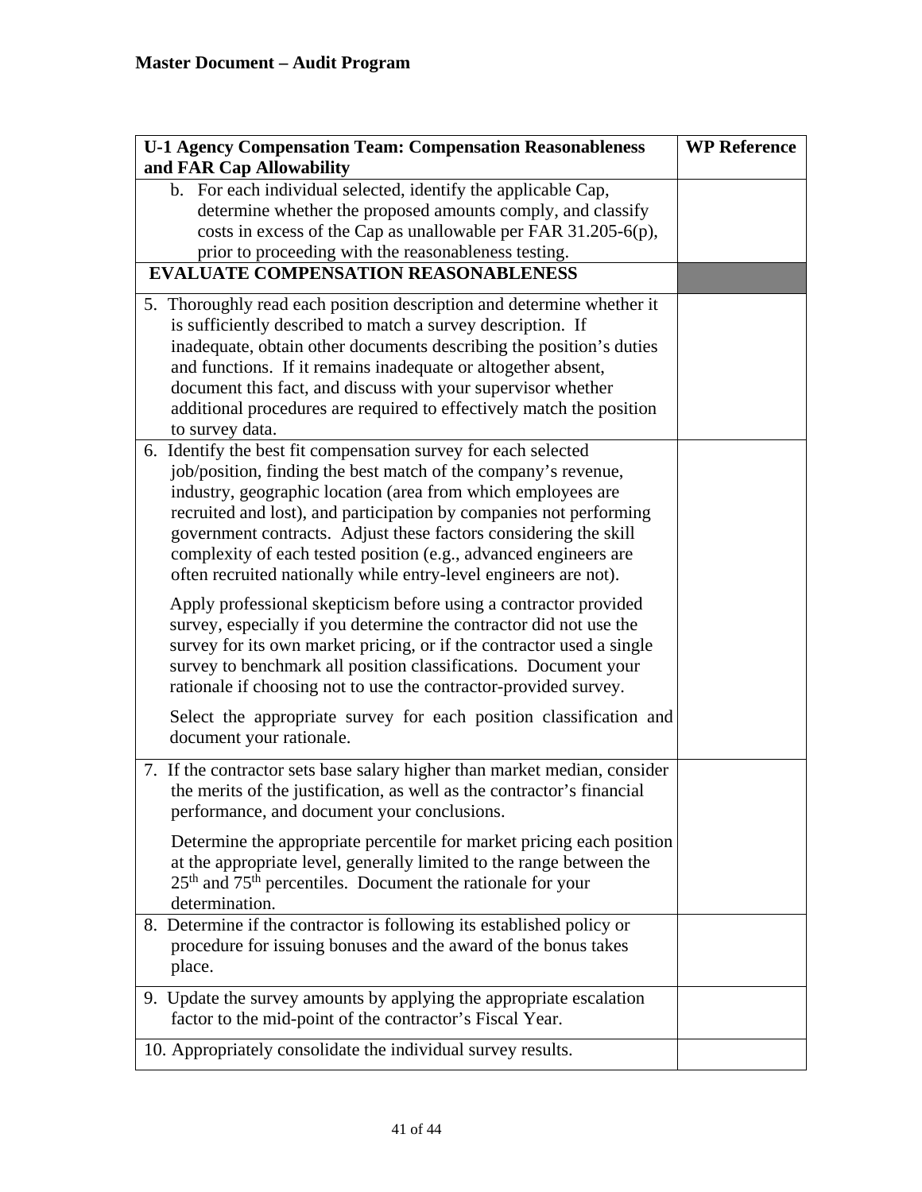**Master Document – Audit Program**

| U-1 Agency Compensation Team: Compensation Reasonableness and FAR Cap Allowability | WP Reference |
|---|---|
| b. For each individual selected, identify the applicable Cap, determine whether the proposed amounts comply, and classify costs in excess of the Cap as unallowable per FAR 31.205-6(p), prior to proceeding with the reasonableness testing. | |
| **EVALUATE COMPENSATION REASONABLENESS** | |
| 5. Thoroughly read each position description and determine whether it is sufficiently described to match a survey description. If inadequate, obtain other documents describing the position's duties and functions. If it remains inadequate or altogether absent, document this fact, and discuss with your supervisor whether additional procedures are required to effectively match the position to survey data. | |
| 6. Identify the best fit compensation survey for each selected job/position, finding the best match of the company's revenue, industry, geographic location (area from which employees are recruited and lost), and participation by companies not performing government contracts. Adjust these factors considering the skill complexity of each tested position (e.g., advanced engineers are often recruited nationally while entry-level engineers are not).<br><br>Apply professional skepticism before using a contractor provided survey, especially if you determine the contractor did not use the survey for its own market pricing, or if the contractor used a single survey to benchmark all position classifications. Document your rationale if choosing not to use the contractor-provided survey.<br><br>Select the appropriate survey for each position classification and document your rationale. | |
| 7. If the contractor sets base salary higher than market median, consider the merits of the justification, as well as the contractor's financial performance, and document your conclusions.<br><br>Determine the appropriate percentile for market pricing each position at the appropriate level, generally limited to the range between the 25th and 75th percentiles. Document the rationale for your determination. | |
| 8. Determine if the contractor is following its established policy or procedure for issuing bonuses and the award of the bonus takes place. | |
| 9. Update the survey amounts by applying the appropriate escalation factor to the mid-point of the contractor's Fiscal Year. | |
| 10. Appropriately consolidate the individual survey results. | |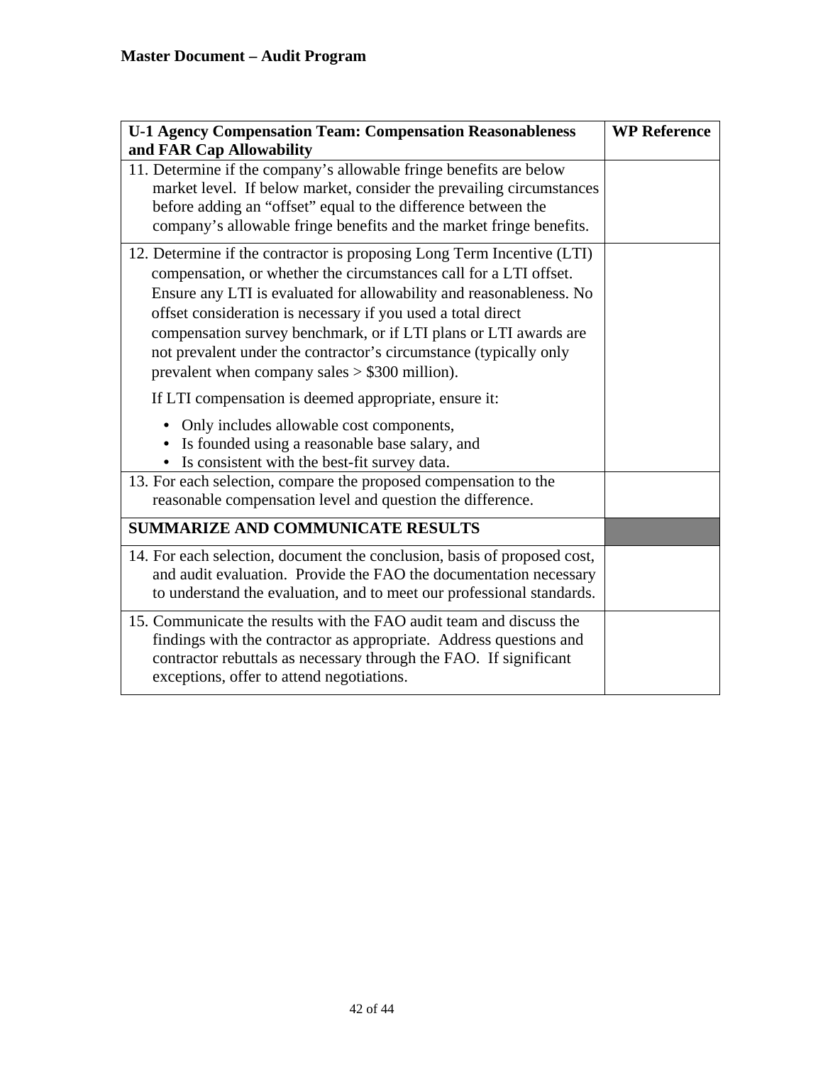**Master Document – Audit Program**

| U-1 Agency Compensation Team: Compensation Reasonableness and FAR Cap Allowability | WP Reference |
|---|---|
| 11. Determine if the company's allowable fringe benefits are below market level. If below market, consider the prevailing circumstances before adding an "offset" equal to the difference between the company's allowable fringe benefits and the market fringe benefits. | |
| 12. Determine if the contractor is proposing Long Term Incentive (LTI) compensation, or whether the circumstances call for a LTI offset. Ensure any LTI is evaluated for allowability and reasonableness. No offset consideration is necessary if you used a total direct compensation survey benchmark, or if LTI plans or LTI awards are not prevalent under the contractor's circumstance (typically only prevalent when company sales > $300 million).<br><br>If LTI compensation is deemed appropriate, ensure it:<br>• Only includes allowable cost components,<br>• Is founded using a reasonable base salary, and<br>• Is consistent with the best-fit survey data. | |
| 13. For each selection, compare the proposed compensation to the reasonable compensation level and question the difference. | |
| **SUMMARIZE AND COMMUNICATE RESULTS** | |
| 14. For each selection, document the conclusion, basis of proposed cost, and audit evaluation. Provide the FAO the documentation necessary to understand the evaluation, and to meet our professional standards. | |
| 15. Communicate the results with the FAO audit team and discuss the findings with the contractor as appropriate. Address questions and contractor rebuttals as necessary through the FAO. If significant exceptions, offer to attend negotiations. | |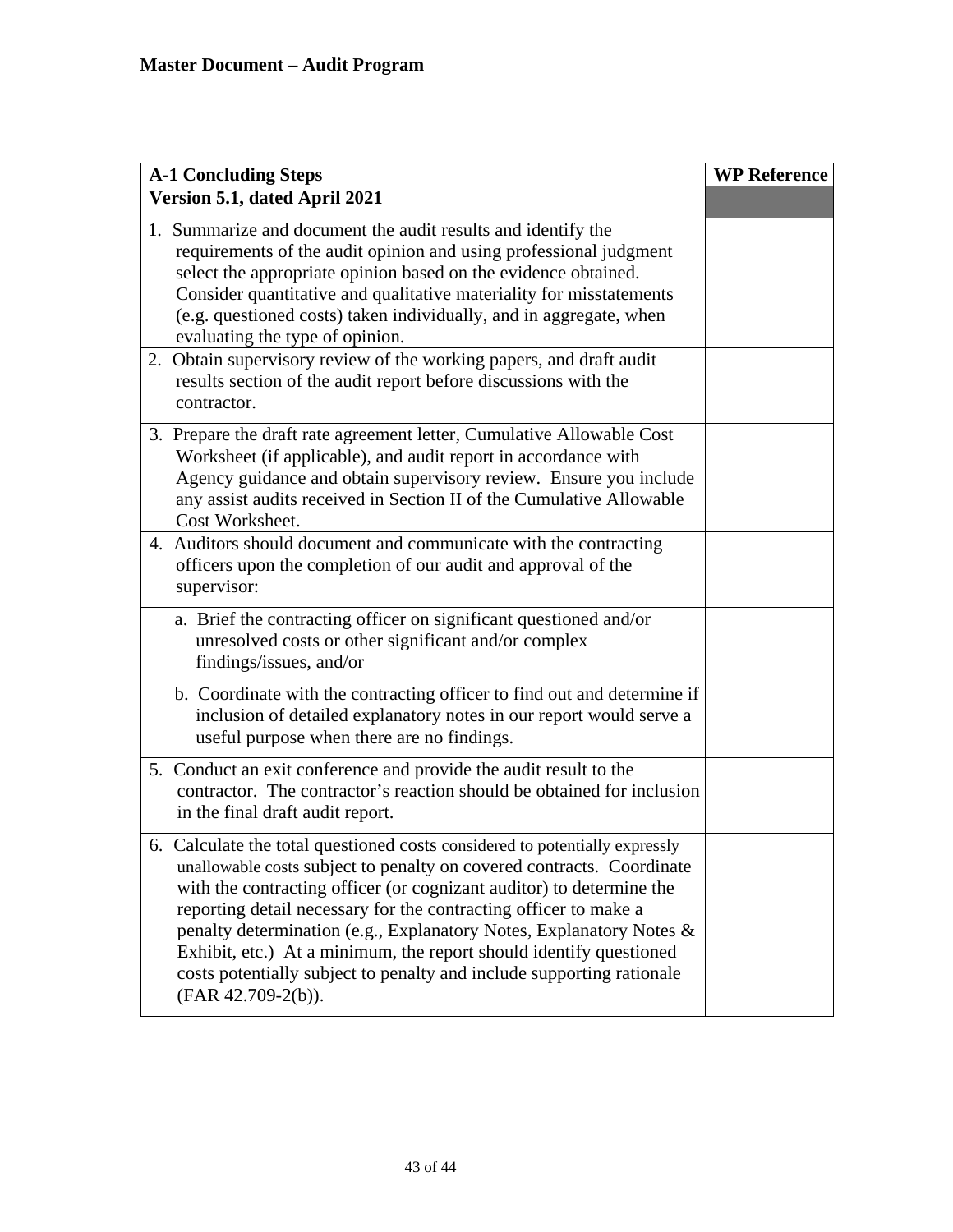**Master Document – Audit Program**

| A-1 Concluding Steps | WP Reference |
|---|---|
| **Version 5.1, dated April 2021** | |
| 1. Summarize and document the audit results and identify the requirements of the audit opinion and using professional judgment select the appropriate opinion based on the evidence obtained. Consider quantitative and qualitative materiality for misstatements (e.g. questioned costs) taken individually, and in aggregate, when evaluating the type of opinion. | |
| 2. Obtain supervisory review of the working papers, and draft audit results section of the audit report before discussions with the contractor. | |
| 3. Prepare the draft rate agreement letter, Cumulative Allowable Cost Worksheet (if applicable), and audit report in accordance with Agency guidance and obtain supervisory review. Ensure you include any assist audits received in Section II of the Cumulative Allowable Cost Worksheet. | |
| 4. Auditors should document and communicate with the contracting officers upon the completion of our audit and approval of the supervisor: | |
| a. Brief the contracting officer on significant questioned and/or unresolved costs or other significant and/or complex findings/issues, and/or | |
| b. Coordinate with the contracting officer to find out and determine if inclusion of detailed explanatory notes in our report would serve a useful purpose when there are no findings. | |
| 5. Conduct an exit conference and provide the audit result to the contractor. The contractor's reaction should be obtained for inclusion in the final draft audit report. | |
| 6. Calculate the total questioned costs considered to potentially expressly unallowable costs subject to penalty on covered contracts. Coordinate with the contracting officer (or cognizant auditor) to determine the reporting detail necessary for the contracting officer to make a penalty determination (e.g., Explanatory Notes, Explanatory Notes & Exhibit, etc.) At a minimum, the report should identify questioned costs potentially subject to penalty and include supporting rationale (FAR 42.709-2(b)). | |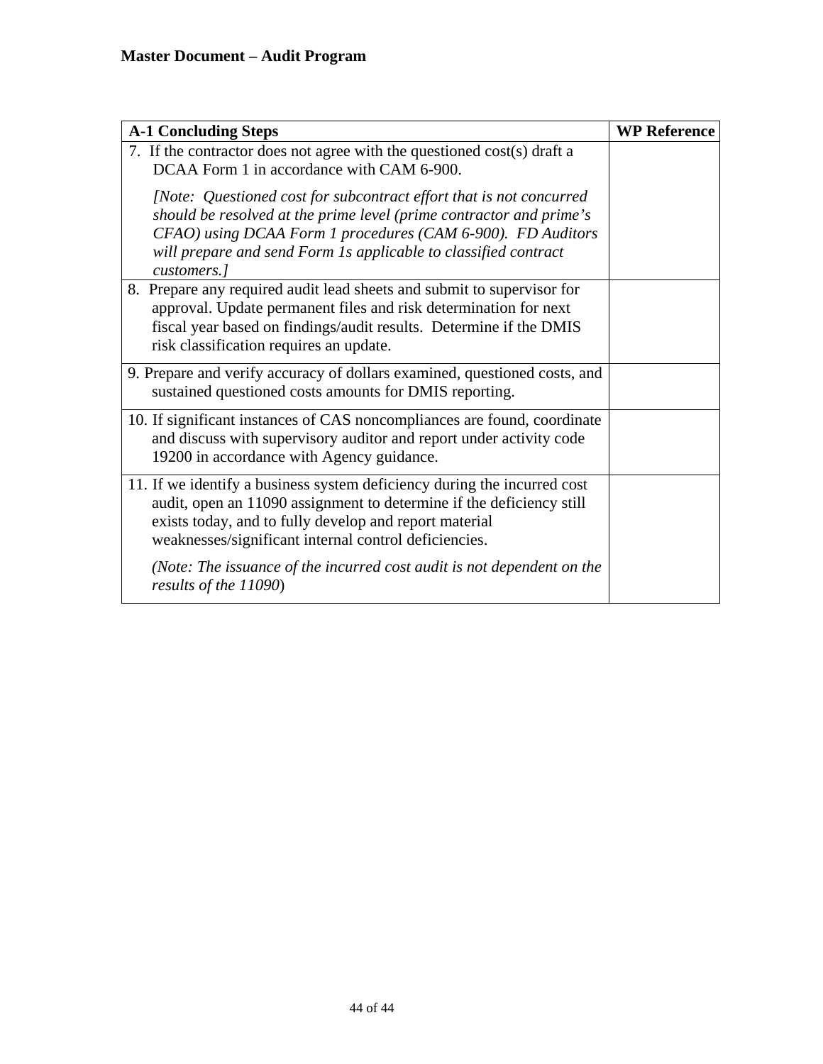| A-1 Concluding Steps | WP Reference |
|---|---|
| 7. If the contractor does not agree with the questioned cost(s) draft a DCAA Form 1 in accordance with CAM 6-900.<br><br>*[Note: Questioned cost for subcontract effort that is not concurred should be resolved at the prime level (prime contractor and prime's CFAO) using DCAA Form 1 procedures (CAM 6-900). FD Auditors will prepare and send Form 1s applicable to classified contract customers.]* | |
| 8. Prepare any required audit lead sheets and submit to supervisor for approval. Update permanent files and risk determination for next fiscal year based on findings/audit results. Determine if the DMIS risk classification requires an update. | |
| 9. Prepare and verify accuracy of dollars examined, questioned costs, and sustained questioned costs amounts for DMIS reporting. | |
| 10. If significant instances of CAS noncompliances are found, coordinate and discuss with supervisory auditor and report under activity code 19200 in accordance with Agency guidance. | |
| 11. If we identify a business system deficiency during the incurred cost audit, open an 11090 assignment to determine if the deficiency still exists today, and to fully develop and report material weaknesses/significant internal control deficiencies.<br><br>*(Note: The issuance of the incurred cost audit is not dependent on the results of the 11090)* | |